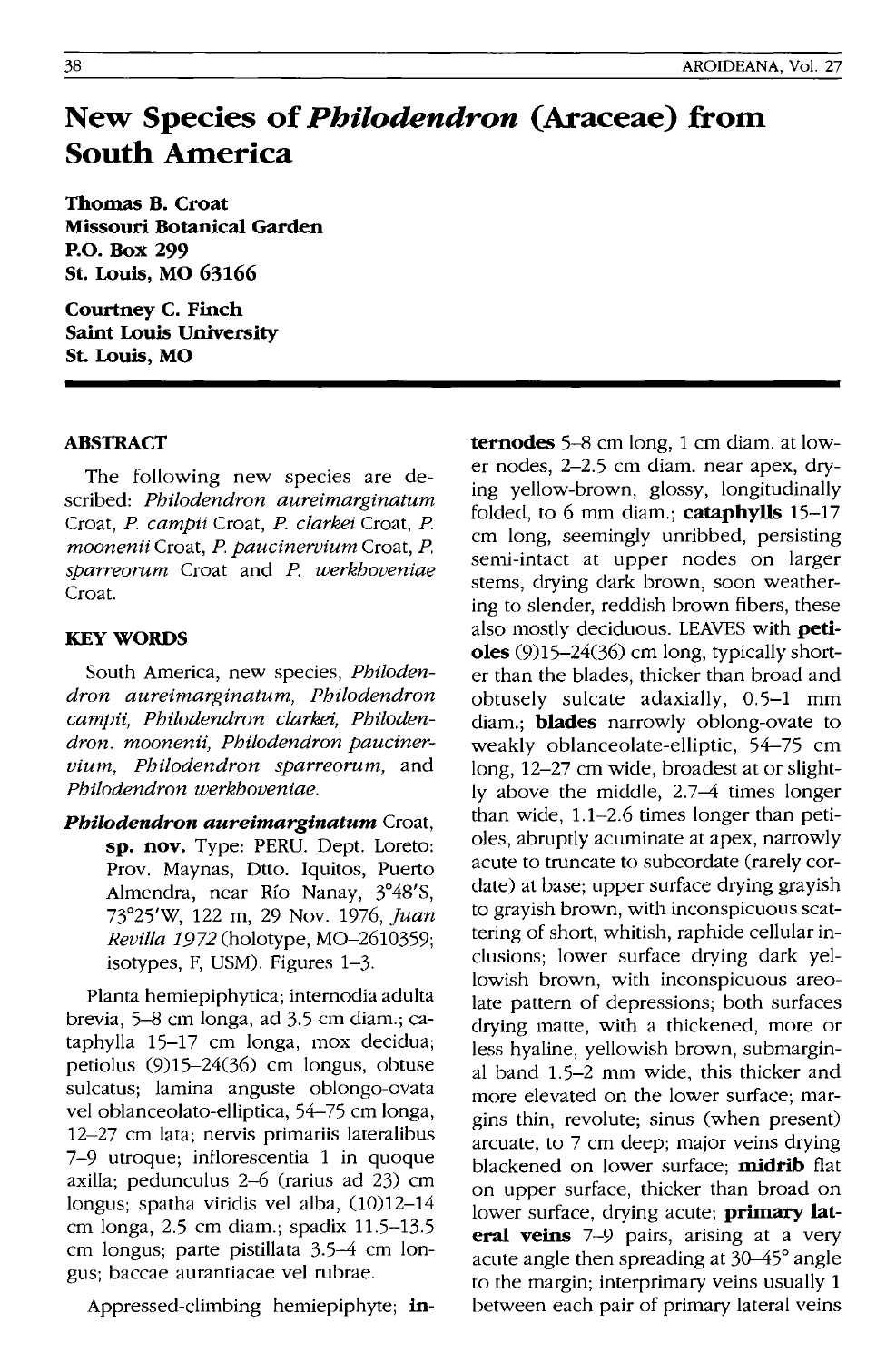# New Species of *Philodendron* (Araceae) from South America

**Thomas B. Croat**
**Missouri Botanical Garden**
**P.O. Box 299**
**St. Louis, MO 63166**

**Courtney C. Finch**
**Saint Louis University**
**St. Louis, MO**

## ABSTRACT

The following new species are described: *Philodendron aureimarginatum* Croat, *P. campii* Croat, *P. clarkei* Croat, *P. moonenii* Croat, *P. paucinervium* Croat, *P. sparreorum* Croat and *P. werkhoveniae* Croat.

## KEY WORDS

South America, new species, *Philodendron aureimarginatum, Philodendron campii, Philodendron clarkei, Philodendron. moonenii, Philodendron paucinervium, Philodendron sparreorum,* and *Philodendron werkhoveniae.*

***Philodendron aureimarginatum*** **Croat, sp. nov.** Type: PERU. Dept. Loreto: Prov. Maynas, Dtto. Iquitos, Puerto Almendra, near Río Nanay, 3°48'S, 73°25'W, 122 m, 29 Nov. 1976, *Juan Revilla 1972* (holotype, MO–2610359; isotypes, F, USM). Figures 1–3.

Planta hemiepiphytica; internodia adulta brevia, 5–8 cm longa, ad 3.5 cm diam.; cataphylla 15–17 cm longa, mox decidua; petiolus (9)15–24(36) cm longus, obtuse sulcatus; lamina anguste oblongo-ovata vel oblanceolato-elliptica, 54–75 cm longa, 12–27 cm lata; nervis primariis lateralibus 7–9 utroque; inflorescentia 1 in quoque axilla; pedunculus 2–6 (rarius ad 23) cm longus; spatha viridis vel alba, (10)12–14 cm longa, 2.5 cm diam.; spadix 11.5–13.5 cm longus; parte pistillata 3.5–4 cm longus; baccae aurantiacae vel rubrae.

Appressed-climbing hemiepiphyte; **internodes** 5–8 cm long, 1 cm diam. at lower nodes, 2–2.5 cm diam. near apex, drying yellow-brown, glossy, longitudinally folded, to 6 mm diam.; **cataphylls** 15–17 cm long, seemingly unribbed, persisting semi-intact at upper nodes on larger stems, drying dark brown, soon weathering to slender, reddish brown fibers, these also mostly deciduous. LEAVES with **petioles** (9)15–24(36) cm long, typically shorter than the blades, thicker than broad and obtusely sulcate adaxially, 0.5–1 mm diam.; **blades** narrowly oblong-ovate to weakly oblanceolate-elliptic, 54–75 cm long, 12–27 cm wide, broadest at or slightly above the middle, 2.7–4 times longer than wide, 1.1–2.6 times longer than petioles, abruptly acuminate at apex, narrowly acute to truncate to subcordate (rarely cordate) at base; upper surface drying grayish to grayish brown, with inconspicuous scattering of short, whitish, raphide cellular inclusions; lower surface drying dark yellowish brown, with inconspicuous areolate pattern of depressions; both surfaces drying matte, with a thickened, more or less hyaline, yellowish brown, submarginal band 1.5–2 mm wide, this thicker and more elevated on the lower surface; margins thin, revolute; sinus (when present) arcuate, to 7 cm deep; major veins drying blackened on lower surface; **midrib** flat on upper surface, thicker than broad on lower surface, drying acute; **primary lateral veins** 7–9 pairs, arising at a very acute angle then spreading at 30–45° angle to the margin; interprimary veins usually 1 between each pair of primary lateral veins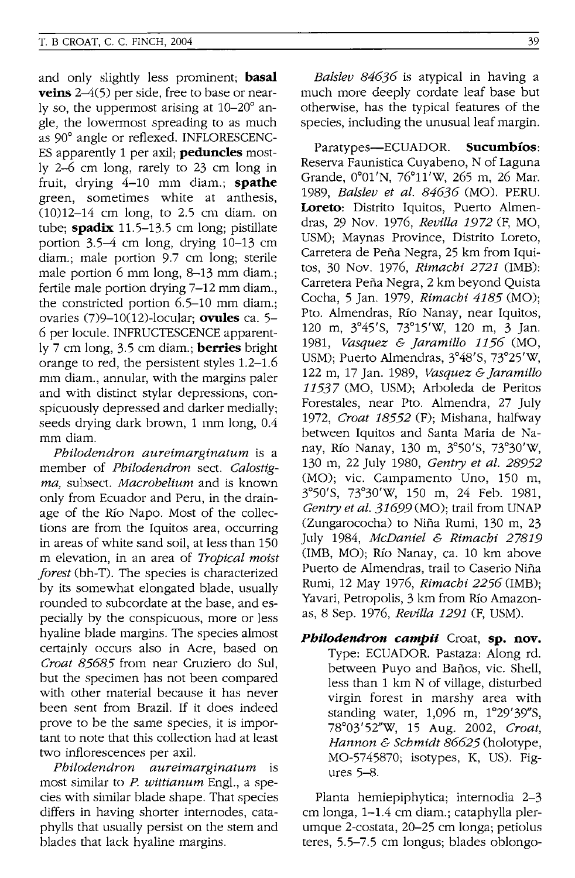and only slightly less prominent; **basal veins** 2–4(5) per side, free to base or nearly so, the uppermost arising at 10–20° angle, the lowermost spreading to as much as 90° angle or reflexed. INFLORESCENCES apparently 1 per axil; **peduncles** mostly 2–6 cm long, rarely to 23 cm long in fruit, drying 4–10 mm diam.; **spathe** green, sometimes white at anthesis, (10)12–14 cm long, to 2.5 cm diam. on tube; **spadix** 11.5–13.5 cm long; pistillate portion 3.5–4 cm long, drying 10–13 cm diam.; male portion 9.7 cm long; sterile male portion 6 mm long, 8–13 mm diam.; fertile male portion drying 7–12 mm diam., the constricted portion 6.5–10 mm diam.; ovaries (7)9–10(12)-locular; **ovules** ca. 5–6 per locule. INFRUCTESCENCE apparently 7 cm long, 3.5 cm diam.; **berries** bright orange to red, the persistent styles 1.2–1.6 mm diam., annular, with the margins paler and with distinct stylar depressions, conspicuously depressed and darker medially; seeds drying dark brown, 1 mm long, 0.4 mm diam.

*Philodendron aureimarginatum* is a member of *Philodendron* sect. *Calostigma*, subsect. *Macrobelium* and is known only from Ecuador and Peru, in the drainage of the Río Napo. Most of the collections are from the Iquitos area, occurring in areas of white sand soil, at less than 150 m elevation, in an area of *Tropical moist forest* (bh-T). The species is characterized by its somewhat elongated blade, usually rounded to subcordate at the base, and especially by the conspicuous, more or less hyaline blade margins. The species almost certainly occurs also in Acre, based on *Croat 85685* from near Cruziero do Sul, but the specimen has not been compared with other material because it has never been sent from Brazil. If it does indeed prove to be the same species, it is important to note that this collection had at least two inflorescences per axil.

*Philodendron aureimarginatum* is most similar to *P. wittianum* Engl., a species with similar blade shape. That species differs in having shorter internodes, cataphylls that usually persist on the stem and blades that lack hyaline margins.

*Balslev 84636* is atypical in having a much more deeply cordate leaf base but otherwise, has the typical features of the species, including the unusual leaf margin.

Paratypes—ECUADOR. **Sucumbíos**: Reserva Faunistica Cuyabeno, N of Laguna Grande, 0°01'N, 76°11'W, 265 m, 26 Mar. 1989, *Balslev et al. 84636* (MO). PERU. **Loreto**: Distrito Iquitos, Puerto Almendras, 29 Nov. 1976, *Revilla 1972* (F, MO, USM); Maynas Province, Distrito Loreto, Carretera de Peña Negra, 25 km from Iquitos, 30 Nov. 1976, *Rimachi 2721* (IMB): Carretera Peña Negra, 2 km beyond Quista Cocha, 5 Jan. 1979, *Rimachi 4185* (MO); Pto. Almendras, Río Nanay, near Iquitos, 120 m, 3°45'S, 73°15'W, 120 m, 3 Jan. 1981, *Vasquez & Jaramillo 1156* (MO, USM); Puerto Almendras, 3°48'S, 73°25'W, 122 m, 17 Jan. 1989, *Vasquez & Jaramillo 11537* (MO, USM); Arboleda de Peritos Forestales, near Pto. Almendra, 27 July 1972, *Croat 18552* (F); Mishana, halfway between Iquitos and Santa Maria de Nanay, Río Nanay, 130 m, 3°50'S, 73°30'W, 130 m, 22 July 1980, *Gentry et al. 28952* (MO); vic. Campamento Uno, 150 m, 3°50'S, 73°30'W, 150 m, 24 Feb. 1981, *Gentry et al. 31699* (MO); trail from UNAP (Zungarococha) to Niña Rumi, 130 m, 23 July 1984, *McDaniel & Rimachi 27819* (IMB, MO); Río Nanay, ca. 10 km above Puerto de Almendras, trail to Caserio Niña Rumi, 12 May 1976, *Rimachi 2256* (IMB); Yavari, Petropolis, 3 km from Río Amazonas, 8 Sep. 1976, *Revilla 1291* (F, USM).

***Philodendron campii*** Croat, **sp. nov.** Type: ECUADOR. Pastaza: Along rd. between Puyo and Baños, vic. Shell, less than 1 km N of village, disturbed virgin forest in marshy area with standing water, 1,096 m, 1°29'39"S, 78°03'52"W, 15 Aug. 2002, *Croat, Hannon & Schmidt 86625* (holotype, MO-5745870; isotypes, K, US). Figures 5–8.

Planta hemiepiphytica; internodia 2–3 cm longa, 1–1.4 cm diam.; cataphylla plerumque 2-costata, 20–25 cm longa; petiolus teres, 5.5–7.5 cm longus; blades oblongo-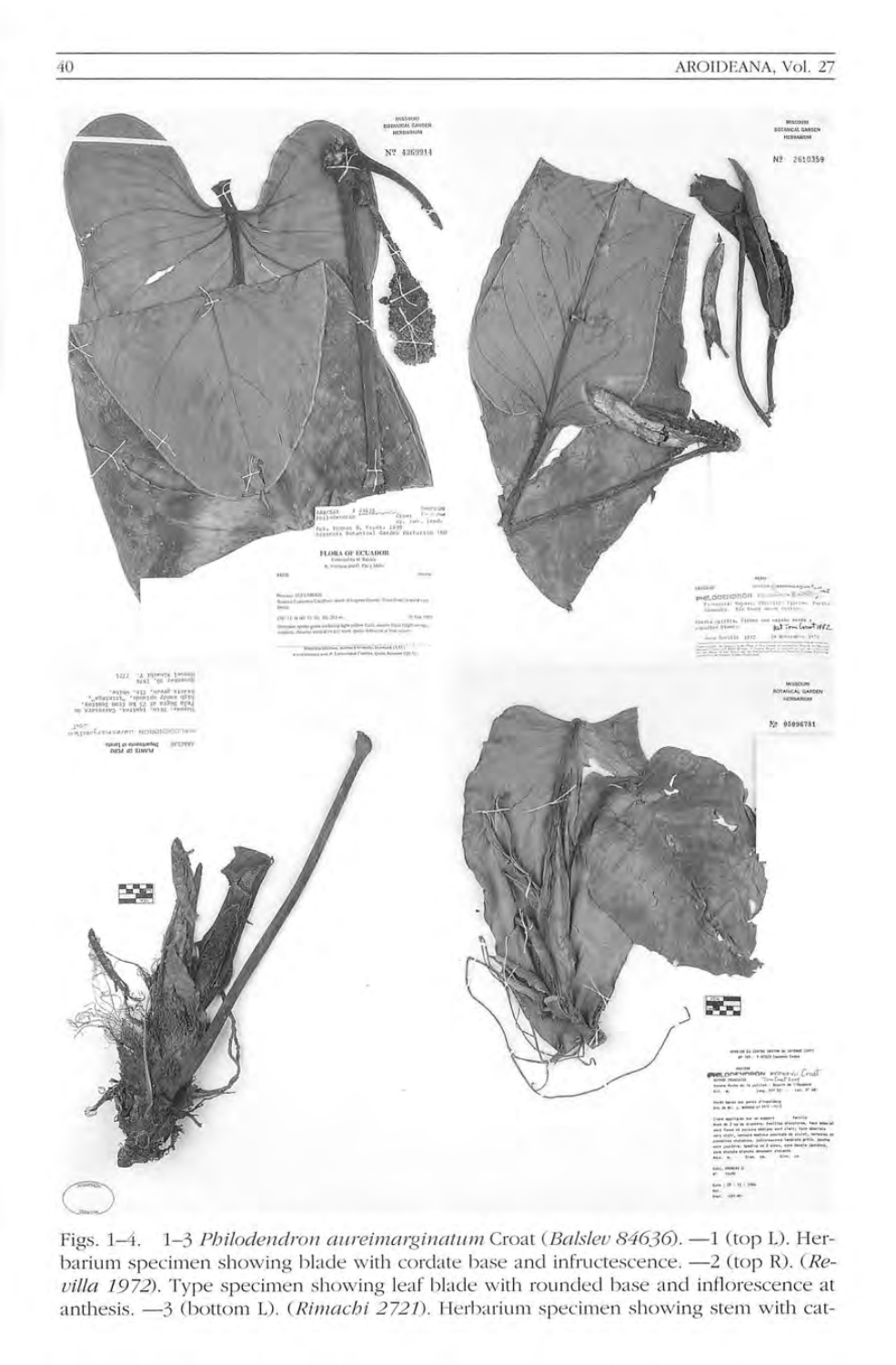Figs. 1–4. 1–3 *Philodendron aureimarginatum* Croat (*Balslev 84636*). —1 (top L). Herbarium specimen showing blade with cordate base and infructescence. —2 (top R). (*Revilla 1972*). Type specimen showing leaf blade with rounded base and inflorescence at anthesis. —3 (bottom L). (*Rimachi 2721*). Herbarium specimen showing stem with cat-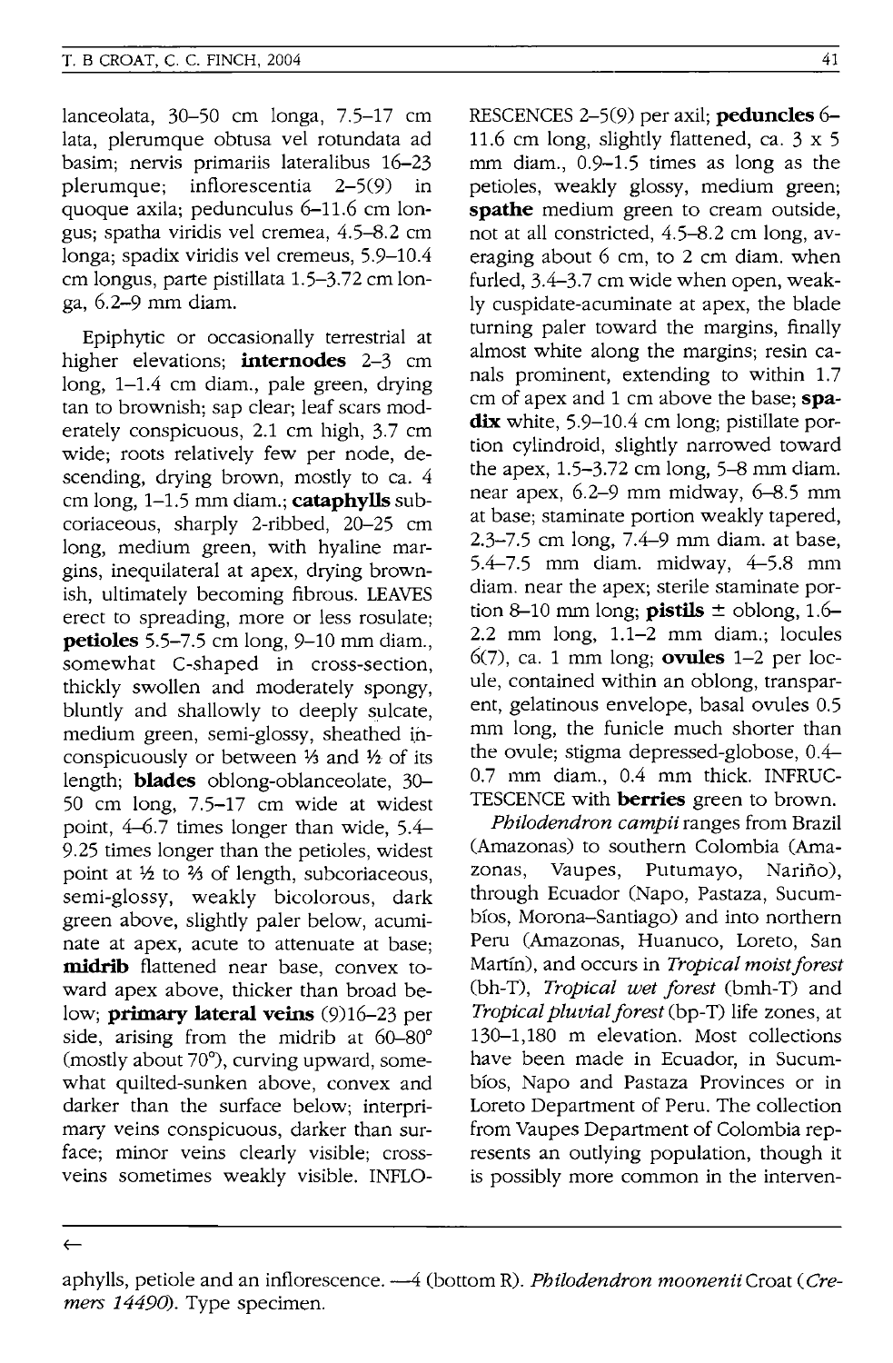lanceolata, 30–50 cm longa, 7.5–17 cm lata, plerumque obtusa vel rotundata ad basim; nervis primariis lateralibus 16–23 plerumque; inflorescentia 2–5(9) in quoque axila; pedunculus 6–11.6 cm longus; spatha viridis vel cremea, 4.5–8.2 cm longa; spadix viridis vel cremeus, 5.9–10.4 cm longus, parte pistillata 1.5–3.72 cm longa, 6.2–9 mm diam.

Epiphytic or occasionally terrestrial at higher elevations; **internodes** 2–3 cm long, 1–1.4 cm diam., pale green, drying tan to brownish; sap clear; leaf scars moderately conspicuous, 2.1 cm high, 3.7 cm wide; roots relatively few per node, descending, drying brown, mostly to ca. 4 cm long, 1–1.5 mm diam.; **cataphylls** subcoriaceous, sharply 2-ribbed, 20–25 cm long, medium green, with hyaline margins, inequilateral at apex, drying brownish, ultimately becoming fibrous. LEAVES erect to spreading, more or less rosulate; **petioles** 5.5–7.5 cm long, 9–10 mm diam., somewhat C-shaped in cross-section, thickly swollen and moderately spongy, bluntly and shallowly to deeply sulcate, medium green, semi-glossy, sheathed inconspicuously or between ⅓ and ½ of its length; **blades** oblong-oblanceolate, 30–50 cm long, 7.5–17 cm wide at widest point, 4–6.7 times longer than wide, 5.4–9.25 times longer than the petioles, widest point at ½ to ⅔ of length, subcoriaceous, semi-glossy, weakly bicolorous, dark green above, slightly paler below, acuminate at apex, acute to attenuate at base; **midrib** flattened near base, convex toward apex above, thicker than broad below; **primary lateral veins** (9)16–23 per side, arising from the midrib at 60–80° (mostly about 70°), curving upward, somewhat quilted-sunken above, convex and darker than the surface below; interprimary veins conspicuous, darker than surface; minor veins clearly visible; cross-veins sometimes weakly visible. INFLORESCENCES 2–5(9) per axil; **peduncles** 6–11.6 cm long, slightly flattened, ca. 3 x 5 mm diam., 0.9–1.5 times as long as the petioles, weakly glossy, medium green; **spathe** medium green to cream outside, not at all constricted, 4.5–8.2 cm long, averaging about 6 cm, to 2 cm diam. when furled, 3.4–3.7 cm wide when open, weakly cuspidate-acuminate at apex, the blade turning paler toward the margins, finally almost white along the margins; resin canals prominent, extending to within 1.7 cm of apex and 1 cm above the base; **spadix** white, 5.9–10.4 cm long; pistillate portion cylindroid, slightly narrowed toward the apex, 1.5–3.72 cm long, 5–8 mm diam. near apex, 6.2–9 mm midway, 6–8.5 mm at base; staminate portion weakly tapered, 2.3–7.5 cm long, 7.4–9 mm diam. at base, 5.4–7.5 mm diam. midway, 4–5.8 mm diam. near the apex; sterile staminate portion 8–10 mm long; **pistils** ± oblong, 1.6–2.2 mm long, 1.1–2 mm diam.; locules 6(7), ca. 1 mm long; **ovules** 1–2 per locule, contained within an oblong, transparent, gelatinous envelope, basal ovules 0.5 mm long, the funicle much shorter than the ovule; stigma depressed-globose, 0.4–0.7 mm diam., 0.4 mm thick. INFRUCTESCENCE with **berries** green to brown.

*Philodendron campii* ranges from Brazil (Amazonas) to southern Colombia (Amazonas, Vaupes, Putumayo, Nariño), through Ecuador (Napo, Pastaza, Sucumbíos, Morona–Santiago) and into northern Peru (Amazonas, Huanuco, Loreto, San Martín), and occurs in *Tropical moist forest* (bh-T), *Tropical wet forest* (bmh-T) and *Tropical pluvial forest* (bp-T) life zones, at 130–1,180 m elevation. Most collections have been made in Ecuador, in Sucumbíos, Napo and Pastaza Provinces or in Loreto Department of Peru. The collection from Vaupes Department of Colombia represents an outlying population, though it is possibly more common in the interven-

←

aphylls, petiole and an inflorescence. —4 (bottom R). *Philodendron moonenii* Croat (*Cremers 14490*). Type specimen.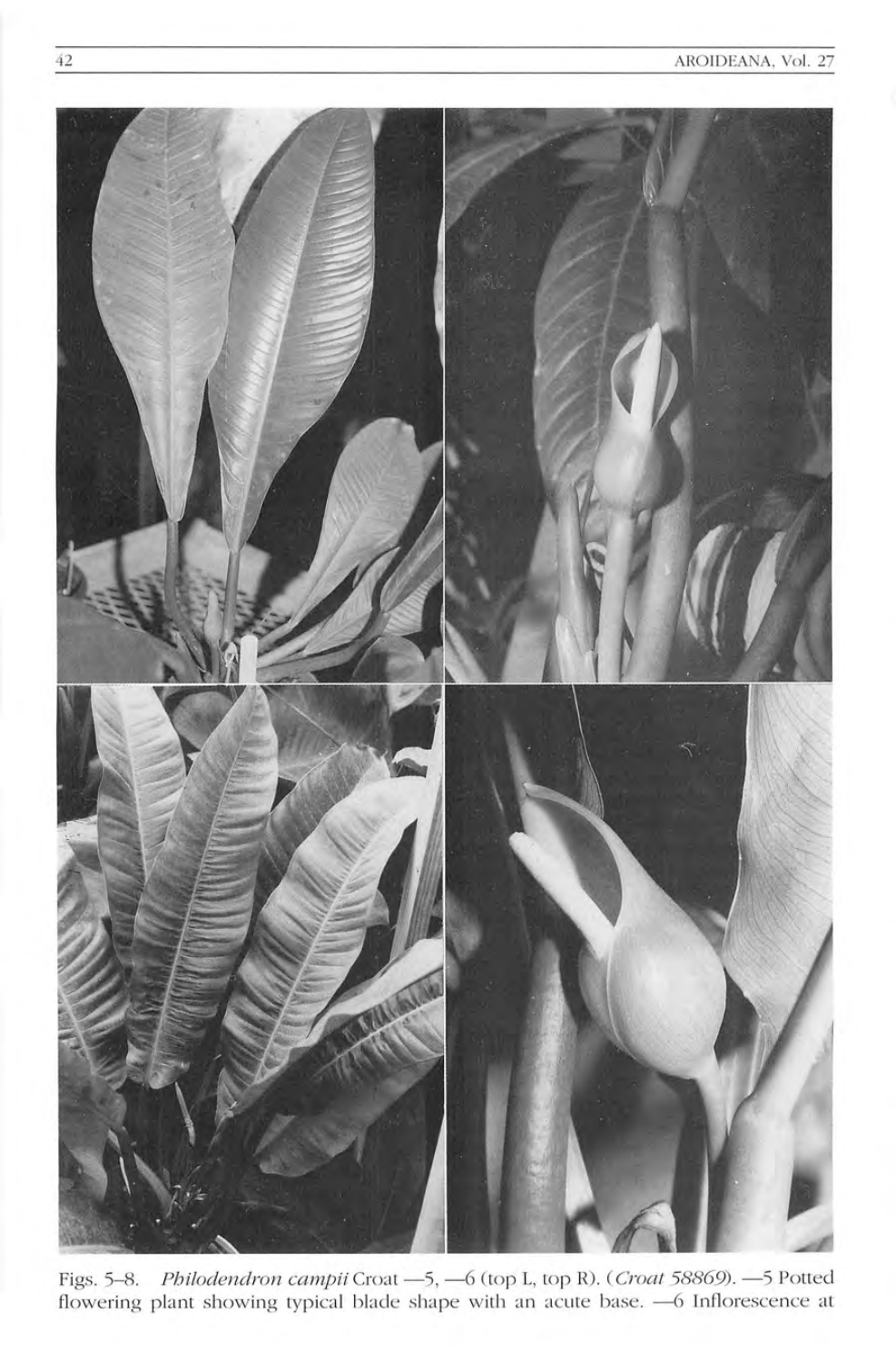Figs. 5–8. *Philodendron campii* Croat —5, —6 (top L, top R). (*Croat 58869*). —5 Potted flowering plant showing typical blade shape with an acute base. —6 Inflorescence at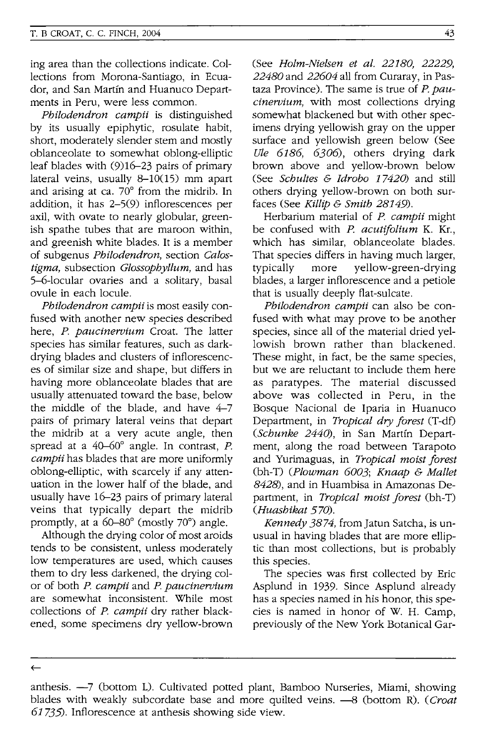ing area than the collections indicate. Collections from Morona-Santiago, in Ecuador, and San Martín and Huanuco Departments in Peru, were less common.

*Philodendron campii* is distinguished by its usually epiphytic, rosulate habit, short, moderately slender stem and mostly oblanceolate to somewhat oblong-elliptic leaf blades with (9)16–23 pairs of primary lateral veins, usually 8–10(15) mm apart and arising at ca. 70° from the midrib. In addition, it has 2–5(9) inflorescences per axil, with ovate to nearly globular, greenish spathe tubes that are maroon within, and greenish white blades. It is a member of subgenus *Philodendron*, section *Calostigma*, subsection *Glossophyllum*, and has 5–6-locular ovaries and a solitary, basal ovule in each locule.

*Philodendron campii* is most easily confused with another new species described here, *P. paucinervium* Croat. The latter species has similar features, such as dark-drying blades and clusters of inflorescences of similar size and shape, but differs in having more oblanceolate blades that are usually attenuated toward the base, below the middle of the blade, and have 4–7 pairs of primary lateral veins that depart the midrib at a very acute angle, then spread at a 40–60° angle. In contrast, *P. campii* has blades that are more uniformly oblong-elliptic, with scarcely if any attenuation in the lower half of the blade, and usually have 16–23 pairs of primary lateral veins that typically depart the midrib promptly, at a 60–80° (mostly 70°) angle.

Although the drying color of most aroids tends to be consistent, unless moderately low temperatures are used, which causes them to dry less darkened, the drying color of both *P. campii* and *P. paucinervium* are somewhat inconsistent. While most collections of *P. campii* dry rather blackened, some specimens dry yellow-brown (See *Holm-Nielsen et al. 22180, 22229, 22480* and *22604* all from Curaray, in Pastaza Province). The same is true of *P. paucinervium*, with most collections drying somewhat blackened but with other specimens drying yellowish gray on the upper surface and yellowish green below (See *Ule 6186, 6306*), others drying dark brown above and yellow-brown below (See *Schultes & Idrobo 17420*) and still others drying yellow-brown on both surfaces (See *Killip & Smith 28149*).

Herbarium material of *P. campii* might be confused with *P. acutifolium* K. Kr., which has similar, oblanceolate blades. That species differs in having much larger, typically more yellow-green-drying blades, a larger inflorescence and a petiole that is usually deeply flat-sulcate.

*Philodendron campii* can also be confused with what may prove to be another species, since all of the material dried yellowish brown rather than blackened. These might, in fact, be the same species, but we are reluctant to include them here as paratypes. The material discussed above was collected in Peru, in the Bosque Nacional de Iparia in Huanuco Department, in *Tropical dry forest* (T-df) (*Schunke 2440*), in San Martín Department, along the road between Tarapoto and Yurimaguas, in *Tropical moist forest* (bh-T) (*Plowman 6003*; *Knaap & Mallet 8428*), and in Huambisa in Amazonas Department, in *Tropical moist forest* (bh-T) (*Huashikat 570*).

*Kennedy 3874*, from Jatun Satcha, is unusual in having blades that are more elliptic than most collections, but is probably this species.

The species was first collected by Eric Asplund in 1939. Since Asplund already has a species named in his honor, this species is named in honor of W. H. Camp, previously of the New York Botanical Gar-

←

anthesis. —7 (bottom L). Cultivated potted plant, Bamboo Nurseries, Miami, showing blades with weakly subcordate base and more quilted veins. —8 (bottom R). (*Croat 61735*). Inflorescence at anthesis showing side view.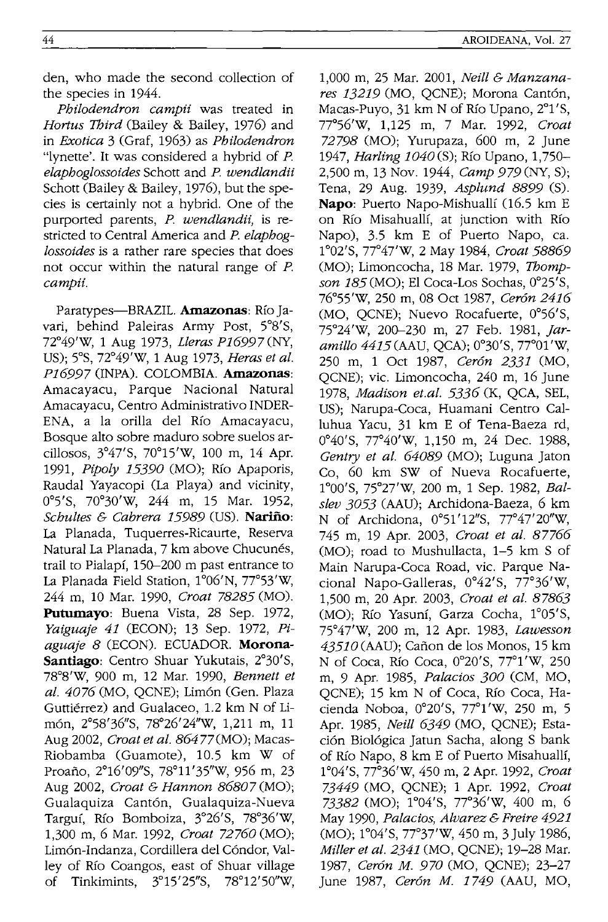den, who made the second collection of the species in 1944.

*Philodendron campii* was treated in *Hortus Third* (Bailey & Bailey, 1976) and in *Exotica* 3 (Graf, 1963) as *Philodendron* "lynette'. It was considered a hybrid of *P. elaphoglossoides* Schott and *P. wendlandii* Schott (Bailey & Bailey, 1976), but the species is certainly not a hybrid. One of the purported parents, *P. wendlandii*, is restricted to Central America and *P. elaphoglossoides* is a rather rare species that does not occur within the natural range of *P. campii*.

Paratypes—BRAZIL. **Amazonas**: Río Javari, behind Paleiras Army Post, 5°8'S, 72°49'W, 1 Aug 1973, *Lleras P16997* (NY, US); 5°S, 72°49'W, 1 Aug 1973, *Heras et al. P16997* (INPA). COLOMBIA. **Amazonas**: Amacayacu, Parque Nacional Natural Amacayacu, Centro Administrativo INDERENA, a la orilla del Río Amacayacu, Bosque alto sobre maduro sobre suelos arcillosos, 3°47'S, 70°15'W, 100 m, 14 Apr. 1991, *Pipoly 15390* (MO); Río Apaporis, Raudal Yayacopi (La Playa) and vicinity, 0°5'S, 70°30'W, 244 m, 15 Mar. 1952, *Schultes & Cabrera 15989* (US). **Nariño**: La Planada, Tuquerres-Ricaurte, Reserva Natural La Planada, 7 km above Chucunés, trail to Pialapí, 150–200 m past entrance to La Planada Field Station, 1°06'N, 77°53'W, 244 m, 10 Mar. 1990, *Croat 78285* (MO). **Putumayo**: Buena Vista, 28 Sep. 1972, *Yaiguaje 41* (ECON); 13 Sep. 1972, *Piaguaje 8* (ECON). ECUADOR. **Morona-Santiago**: Centro Shuar Yukutais, 2°30'S, 78°8'W, 900 m, 12 Mar. 1990, *Bennett et al. 4076* (MO, QCNE); Limón (Gen. Plaza Guttiérrez) and Gualaceo, 1.2 km N of Limón, 2°58'36"S, 78°26'24"W, 1,211 m, 11 Aug 2002, *Croat et al. 86477* (MO); Macas-Riobamba (Guamote), 10.5 km W of Proaño, 2°16'09"S, 78°11'35"W, 956 m, 23 Aug 2002, *Croat & Hannon 86807* (MO); Gualaquiza Cantón, Gualaquiza-Nueva Targuí, Río Bomboiza, 3°26'S, 78°36'W, 1,300 m, 6 Mar. 1992, *Croat 72760* (MO); Limón-Indanza, Cordillera del Cóndor, Valley of Río Coangos, east of Shuar village of Tinkimints, 3°15'25"S, 78°12'50"W, 1,000 m, 25 Mar. 2001, *Neill & Manzanares 13219* (MO, QCNE); Morona Cantón, Macas-Puyo, 31 km N of Río Upano, 2°1'S, 77°56'W, 1,125 m, 7 Mar. 1992, *Croat 72798* (MO); Yurupaza, 600 m, 2 June 1947, *Harling 1040* (S); Río Upano, 1,750–2,500 m, 13 Nov. 1944, *Camp 979* (NY, S); Tena, 29 Aug. 1939, *Asplund 8899* (S). **Napo**: Puerto Napo-Mishuallí (16.5 km E on Río Misahuallí, at junction with Río Napo), 3.5 km E of Puerto Napo, ca. 1°02'S, 77°47'W, 2 May 1984, *Croat 58869* (MO); Limoncocha, 18 Mar. 1979, *Thompson 185* (MO); El Coca-Los Sochas, 0°25'S, 76°55'W, 250 m, 08 Oct 1987, *Cerón 2416* (MO, QCNE); Nuevo Rocafuerte, 0°56'S, 75°24'W, 200–230 m, 27 Feb. 1981, *Jaramillo 4415* (AAU, QCA); 0°30'S, 77°01'W, 250 m, 1 Oct 1987, *Cerón 2331* (MO, QCNE); vic. Limoncocha, 240 m, 16 June 1978, *Madison et.al. 5336* (K, QCA, SEL, US); Narupa-Coca, Huamani Centro Calluhua Yacu, 31 km E of Tena-Baeza rd, 0°40'S, 77°40'W, 1,150 m, 24 Dec. 1988, *Gentry et al. 64089* (MO); Luguna Jaton Co, 60 km SW of Nueva Rocafuerte, 1°00'S, 75°27'W, 200 m, 1 Sep. 1982, *Balslev 3053* (AAU); Archidona-Baeza, 6 km N of Archidona, 0°51'12"S, 77°47'20"W, 745 m, 19 Apr. 2003, *Croat et al. 87766* (MO); road to Mushullacta, 1–5 km S of Main Narupa-Coca Road, vic. Parque Nacional Napo-Galleras, 0°42'S, 77°36'W, 1,500 m, 20 Apr. 2003, *Croat et al. 87863* (MO); Río Yasuní, Garza Cocha, 1°05'S, 75°47'W, 200 m, 12 Apr. 1983, *Lawesson 43510* (AAU); Cañon de los Monos, 15 km N of Coca, Río Coca, 0°20'S, 77°1'W, 250 m, 9 Apr. 1985, *Palacios 300* (CM, MO, QCNE); 15 km N of Coca, Río Coca, Hacienda Noboa, 0°20'S, 77°1'W, 250 m, 5 Apr. 1985, *Neill 6349* (MO, QCNE); Estación Biológica Jatun Sacha, along S bank of Río Napo, 8 km E of Puerto Misahuallí, 1°04'S, 77°36'W, 450 m, 2 Apr. 1992, *Croat 73449* (MO, QCNE); 1 Apr. 1992, *Croat 73382* (MO); 1°04'S, 77°36'W, 400 m, 6 May 1990, *Palacios, Alvarez & Freire 4921* (MO); 1°04'S, 77°37'W, 450 m, 3 July 1986, *Miller et al. 2341* (MO, QCNE); 19–28 Mar. 1987, *Cerón M. 970* (MO, QCNE); 23–27 June 1987, *Cerón M. 1749* (AAU, MO,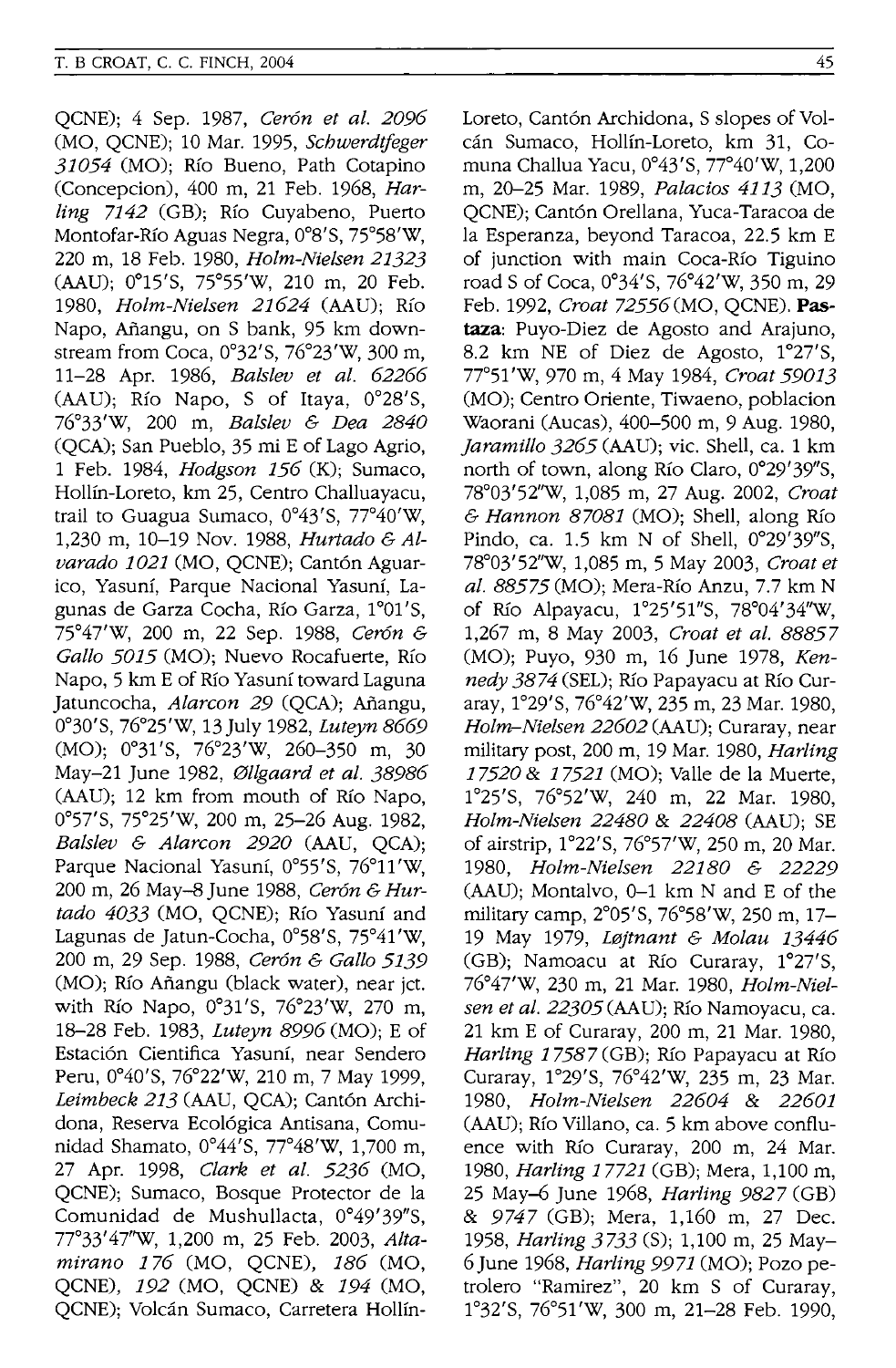QCNE); 4 Sep. 1987, *Cerón et al. 2096* (MO, QCNE); 10 Mar. 1995, *Schwerdtfeger 31054* (MO); Río Bueno, Path Cotapino (Concepcion), 400 m, 21 Feb. 1968, *Harling 7142* (GB); Río Cuyabeno, Puerto Montofar-Río Aguas Negra, 0°8'S, 75°58'W, 220 m, 18 Feb. 1980, *Holm-Nielsen 21323* (AAU); 0°15'S, 75°55'W, 210 m, 20 Feb. 1980, *Holm-Nielsen 21624* (AAU); Río Napo, Añangu, on S bank, 95 km downstream from Coca, 0°32'S, 76°23'W, 300 m, 11–28 Apr. 1986, *Balslev et al. 62266* (AAU); Río Napo, S of Itaya, 0°28'S, 76°33'W, 200 m, *Balslev & Dea 2840* (QCA); San Pueblo, 35 mi E of Lago Agrio, 1 Feb. 1984, *Hodgson 156* (K); Sumaco, Hollín-Loreto, km 25, Centro Challuayacu, trail to Guagua Sumaco, 0°43'S, 77°40'W, 1,230 m, 10–19 Nov. 1988, *Hurtado & Alvarado 1021* (MO, QCNE); Cantón Aguarico, Yasuní, Parque Nacional Yasuní, Lagunas de Garza Cocha, Río Garza, 1°01'S, 75°47'W, 200 m, 22 Sep. 1988, *Cerón & Gallo 5015* (MO); Nuevo Rocafuerte, Río Napo, 5 km E of Río Yasuní toward Laguna Jatuncocha, *Alarcon 29* (QCA); Añangu, 0°30'S, 76°25'W, 13 July 1982, *Luteyn 8669* (MO); 0°31'S, 76°23'W, 260–350 m, 30 May–21 June 1982, *Øllgaard et al. 38986* (AAU); 12 km from mouth of Río Napo, 0°57'S, 75°25'W, 200 m, 25–26 Aug. 1982, *Balslev & Alarcon 2920* (AAU, QCA); Parque Nacional Yasuní, 0°55'S, 76°11'W, 200 m, 26 May–8 June 1988, *Cerón & Hurtado 4033* (MO, QCNE); Río Yasuní and Lagunas de Jatun-Cocha, 0°58'S, 75°41'W, 200 m, 29 Sep. 1988, *Cerón & Gallo 5139* (MO); Río Añangu (black water), near jct. with Río Napo, 0°31'S, 76°23'W, 270 m, 18–28 Feb. 1983, *Luteyn 8996* (MO); E of Estación Científica Yasuní, near Sendero Peru, 0°40'S, 76°22'W, 210 m, 7 May 1999, *Leimbeck 213* (AAU, QCA); Cantón Archidona, Reserva Ecológica Antisana, Comunidad Shamato, 0°44'S, 77°48'W, 1,700 m, 27 Apr. 1998, *Clark et al. 5236* (MO, QCNE); Sumaco, Bosque Protector de la Comunidad de Mushullacta, 0°49'39"S, 77°33'47"W, 1,200 m, 25 Feb. 2003, *Altamirano 176* (MO, QCNE), *186* (MO, QCNE), *192* (MO, QCNE) & *194* (MO, QCNE); Volcán Sumaco, Carretera Hollín-Loreto, Cantón Archidona, S slopes of Volcán Sumaco, Hollín-Loreto, km 31, Comuna Challua Yacu, 0°43'S, 77°40'W, 1,200 m, 20–25 Mar. 1989, *Palacios 4113* (MO, QCNE); Cantón Orellana, Yuca-Taracoa de la Esperanza, beyond Taracoa, 22.5 km E of junction with main Coca-Río Tiguino road S of Coca, 0°34'S, 76°42'W, 350 m, 29 Feb. 1992, *Croat 72556* (MO, QCNE). **Pastaza**: Puyo-Diez de Agosto and Arajuno, 8.2 km NE of Diez de Agosto, 1°27'S, 77°51'W, 970 m, 4 May 1984, *Croat 59013* (MO); Centro Oriente, Tiwaeno, poblacion Waorani (Aucas), 400–500 m, 9 Aug. 1980, *Jaramillo 3265* (AAU); vic. Shell, ca. 1 km north of town, along Río Claro, 0°29'39"S, 78°03'52"W, 1,085 m, 27 Aug. 2002, *Croat & Hannon 87081* (MO); Shell, along Río Pindo, ca. 1.5 km N of Shell, 0°29'39"S, 78°03'52"W, 1,085 m, 5 May 2003, *Croat et al. 88575* (MO); Mera-Río Anzu, 7.7 km N of Río Alpayacu, 1°25'51"S, 78°04'34"W, 1,267 m, 8 May 2003, *Croat et al. 88857* (MO); Puyo, 930 m, 16 June 1978, *Kennedy 3874* (SEL); Río Papayacu at Río Curaray, 1°29'S, 76°42'W, 235 m, 23 Mar. 1980, *Holm-Nielsen 22602* (AAU); Curaray, near military post, 200 m, 19 Mar. 1980, *Harling 17520 & 17521* (MO); Valle de la Muerte, 1°25'S, 76°52'W, 240 m, 22 Mar. 1980, *Holm-Nielsen 22480 & 22408* (AAU); SE of airstrip, 1°22'S, 76°57'W, 250 m, 20 Mar. 1980, *Holm-Nielsen 22180 & 22229* (AAU); Montalvo, 0–1 km N and E of the military camp, 2°05'S, 76°58'W, 250 m, 17–19 May 1979, *Løjtnant & Molau 13446* (GB); Namoacu at Río Curaray, 1°27'S, 76°47'W, 230 m, 21 Mar. 1980, *Holm-Nielsen et al. 22305* (AAU); Río Namoyacu, ca. 21 km E of Curaray, 200 m, 21 Mar. 1980, *Harling 17587* (GB); Río Papayacu at Río Curaray, 1°29'S, 76°42'W, 235 m, 23 Mar. 1980, *Holm-Nielsen 22604 & 22601* (AAU); Río Villano, ca. 5 km above confluence with Río Curaray, 200 m, 24 Mar. 1980, *Harling 17721* (GB); Mera, 1,100 m, 25 May–6 June 1968, *Harling 9827* (GB) & *9747* (GB); Mera, 1,160 m, 27 Dec. 1958, *Harling 3733* (S); 1,100 m, 25 May–6 June 1968, *Harling 9971* (MO); Pozo petrolero "Ramirez", 20 km S of Curaray, 1°32'S, 76°51'W, 300 m, 21–28 Feb. 1990,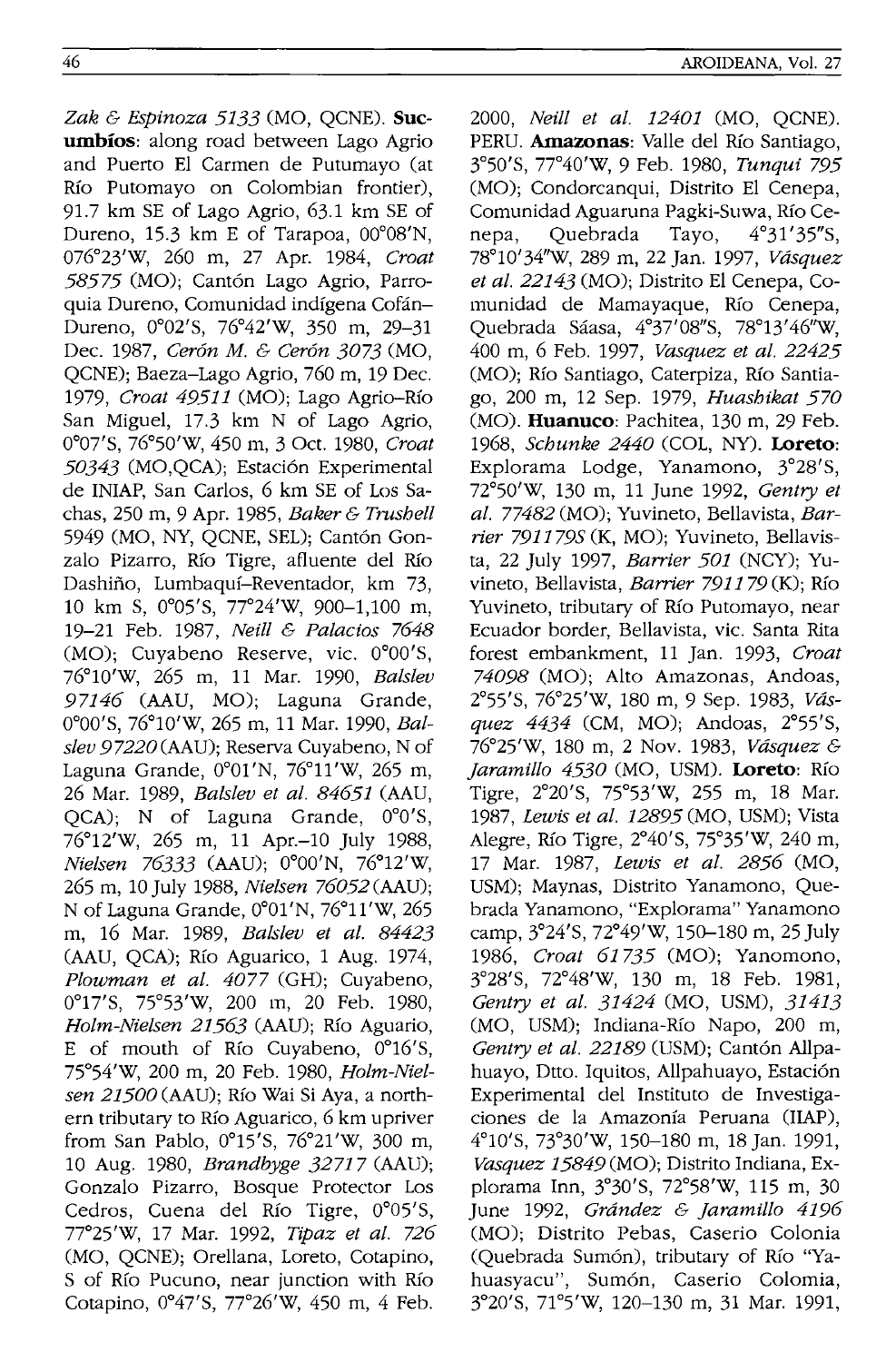*Zak & Espinoza 5133* (MO, QCNE). **Sucumbíos**: along road between Lago Agrio and Puerto El Carmen de Putumayo (at Río Putomayo on Colombian frontier), 91.7 km SE of Lago Agrio, 63.1 km SE of Dureno, 15.3 km E of Tarapoa, 00°08'N, 076°23'W, 260 m, 27 Apr. 1984, *Croat 58575* (MO); Cantón Lago Agrio, Parroquia Dureno, Comunidad indígena Cofán–Dureno, 0°02'S, 76°42'W, 350 m, 29–31 Dec. 1987, *Cerón M. & Cerón 3073* (MO, QCNE); Baeza–Lago Agrio, 760 m, 19 Dec. 1979, *Croat 49511* (MO); Lago Agrio–Río San Miguel, 17.3 km N of Lago Agrio, 0°07'S, 76°50'W, 450 m, 3 Oct. 1980, *Croat 50343* (MO,QCA); Estación Experimental de INIAP, San Carlos, 6 km SE of Los Sachas, 250 m, 9 Apr. 1985, *Baker & Trushell* 5949 (MO, NY, QCNE, SEL); Cantón Gonzalo Pizarro, Río Tigre, afluente del Río Dashiño, Lumbaquí–Reventador, km 73, 10 km S, 0°05'S, 77°24'W, 900–1,100 m, 19–21 Feb. 1987, *Neill & Palacios 7648* (MO); Cuyabeno Reserve, vic. 0°00'S, 76°10'W, 265 m, 11 Mar. 1990, *Balslev 97146* (AAU, MO); Laguna Grande, 0°00'S, 76°10'W, 265 m, 11 Mar. 1990, *Balslev 97220* (AAU); Reserva Cuyabeno, N of Laguna Grande, 0°01'N, 76°11'W, 265 m, 26 Mar. 1989, *Balslev et al. 84651* (AAU, QCA); N of Laguna Grande, 0°0'S, 76°12'W, 265 m, 11 Apr.–10 July 1988, *Nielsen 76333* (AAU); 0°00'N, 76°12'W, 265 m, 10 July 1988, *Nielsen 76052* (AAU); N of Laguna Grande, 0°01'N, 76°11'W, 265 m, 16 Mar. 1989, *Balslev et al. 84423* (AAU, QCA); Río Aguarico, 1 Aug. 1974, *Plowman et al. 4077* (GH); Cuyabeno, 0°17'S, 75°53'W, 200 m, 20 Feb. 1980, *Holm-Nielsen 21563* (AAU); Río Aguario, E of mouth of Río Cuyabeno, 0°16'S, 75°54'W, 200 m, 20 Feb. 1980, *Holm-Nielsen 21500* (AAU); Río Wai Si Aya, a northern tributary to Río Aguarico, 6 km upriver from San Pablo, 0°15'S, 76°21'W, 300 m, 10 Aug. 1980, *Brandbyge 32717* (AAU); Gonzalo Pizarro, Bosque Protector Los Cedros, Cuena del Río Tigre, 0°05'S, 77°25'W, 17 Mar. 1992, *Tipaz et al. 726* (MO, QCNE); Orellana, Loreto, Cotapino, S of Río Pucuno, near junction with Río Cotapino, 0°47'S, 77°26'W, 450 m, 4 Feb. 2000, *Neill et al. 12401* (MO, QCNE). PERU. **Amazonas**: Valle del Río Santiago, 3°50'S, 77°40'W, 9 Feb. 1980, *Tunqui 795* (MO); Condorcanqui, Distrito El Cenepa, Comunidad Aguaruna Pagki-Suwa, Río Cenepa, Quebrada Tayo, 4°31'35"S, 78°10'34"W, 289 m, 22 Jan. 1997, *Vásquez et al. 22143* (MO); Distrito El Cenepa, Comunidad de Mamayaque, Río Cenepa, Quebrada Sáasa, 4°37'08"S, 78°13'46"W, 400 m, 6 Feb. 1997, *Vasquez et al. 22425* (MO); Río Santiago, Caterpiza, Río Santiago, 200 m, 12 Sep. 1979, *Huashikat 570* (MO). **Huanuco**: Pachitea, 130 m, 29 Feb. 1968, *Schunke 2440* (COL, NY). **Loreto**: Explorama Lodge, Yanamono, 3°28'S, 72°50'W, 130 m, 11 June 1992, *Gentry et al. 77482* (MO); Yuvineto, Bellavista, *Barrier 791179S* (K, MO); Yuvineto, Bellavista, 22 July 1997, *Barrier 501* (NCY); Yuvineto, Bellavista, *Barrier 791179* (K); Río Yuvineto, tributary of Río Putomayo, near Ecuador border, Bellavista, vic. Santa Rita forest embankment, 11 Jan. 1993, *Croat 74098* (MO); Alto Amazonas, Andoas, 2°55'S, 76°25'W, 180 m, 9 Sep. 1983, *Vásquez 4434* (CM, MO); Andoas, 2°55'S, 76°25'W, 180 m, 2 Nov. 1983, *Vásquez & Jaramillo 4530* (MO, USM). **Loreto**: Río Tigre, 2°20'S, 75°53'W, 255 m, 18 Mar. 1987, *Lewis et al. 12895* (MO, USM); Vista Alegre, Río Tigre, 2°40'S, 75°35'W, 240 m, 17 Mar. 1987, *Lewis et al. 2856* (MO, USM); Maynas, Distrito Yanamono, Quebrada Yanamono, "Explorama" Yanamono camp, 3°24'S, 72°49'W, 150–180 m, 25 July 1986, *Croat 61735* (MO); Yanomono, 3°28'S, 72°48'W, 130 m, 18 Feb. 1981, *Gentry et al. 31424* (MO, USM), *31413* (MO, USM); Indiana-Río Napo, 200 m, *Gentry et al. 22189* (USM); Cantón Allpahuayo, Dtto. Iquitos, Allpahuayo, Estación Experimental del Instituto de Investigaciones de la Amazonía Peruana (IIAP), 4°10'S, 73°30'W, 150–180 m, 18 Jan. 1991, *Vasquez 15849* (MO); Distrito Indiana, Explorama Inn, 3°30'S, 72°58'W, 115 m, 30 June 1992, *Grández & Jaramillo 4196* (MO); Distrito Pebas, Caserio Colonia (Quebrada Sumón), tributary of Río "Yahuasyacu", Sumón, Caserio Colomia, 3°20'S, 71°5'W, 120–130 m, 31 Mar. 1991,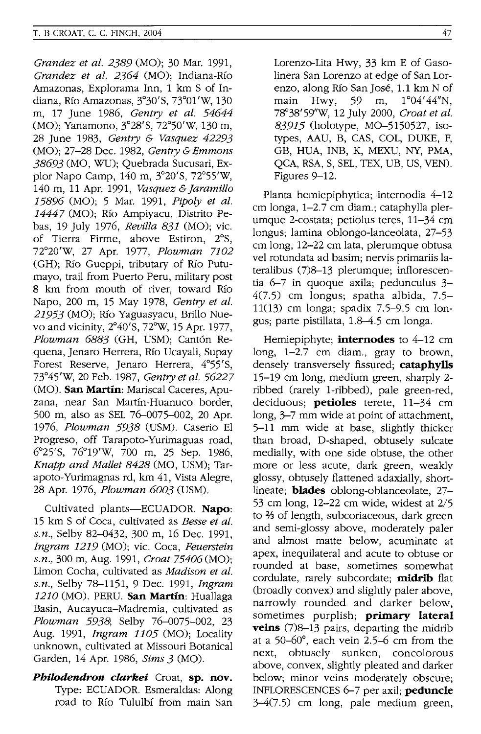*Grandez et al. 2389* (MO); 30 Mar. 1991, *Grandez et al. 2364* (MO); Indiana-Río Amazonas, Explorama Inn, 1 km S of Indiana, Río Amazonas, 3°30'S, 73°01'W, 130 m, 17 June 1986, *Gentry et al. 54644* (MO); Yanamono, 3°28'S, 72°50'W, 130 m, 28 June 1983, *Gentry & Vasquez 42293* (MO); 27–28 Dec. 1982, *Gentry & Emmons 38693* (MO, WU); Quebrada Sucusari, Explor Napo Camp, 140 m, 3°20'S, 72°55'W, 140 m, 11 Apr. 1991, *Vasquez & Jaramillo 15896* (MO); 5 Mar. 1991, *Pipoly et al. 14447* (MO); Río Ampiyacu, Distrito Pebas, 19 July 1976, *Revilla 831* (MO); vic. of Tierra Firme, above Estiron, 2°S, 72°20'W, 27 Apr. 1977, *Plowman 7102* (GH); Río Gueppi, tributary of Río Putumayo, trail from Puerto Peru, military post 8 km from mouth of river, toward Río Napo, 200 m, 15 May 1978, *Gentry et al. 21953* (MO); Río Yaguasyacu, Brillo Nuevo and vicinity, 2°40'S, 72°W, 15 Apr. 1977, *Plowman 6883* (GH, USM); Cantón Requena, Jenaro Herrera, Río Ucayali, Supay Forest Reserve, Jenaro Herrera, 4°55'S, 73°45'W, 20 Feb. 1987, *Gentry et al. 56227* (MO). **San Martín**: Mariscal Caceres, Apuzana, near San Martín-Huanuco border, 500 m, also as SEL 76–0075–002, 20 Apr. 1976, *Plowman 5938* (USM). Caserio El Progreso, off Tarapoto-Yurimaguas road, 6°25'S, 76°19'W, 700 m, 25 Sep. 1986, *Knapp and Mallet 8428* (MO, USM); Tarapoto-Yurimagnas rd, km 41, Vista Alegre, 28 Apr. 1976, *Plowman 6003* (USM).

Cultivated plants—ECUADOR. **Napo**: 15 km S of Coca, cultivated as *Besse et al. s.n.*, Selby 82–0432, 300 m, 16 Dec. 1991, *Ingram 1219* (MO); vic. Coca, *Feuerstein s.n.*, 300 m, Aug. 1991, *Croat 75406* (MO); Limon Cocha, cultivated as *Madison et al. s.n.*, Selby 78–1151, 9 Dec. 1991, *Ingram 1210* (MO). PERU. **San Martín**: Huallaga Basin, Aucayuca–Madremia, cultivated as *Plowman 5938*; Selby 76–0075–002, 23 Aug. 1991, *Ingram 1105* (MO); Locality unknown, cultivated at Missouri Botanical Garden, 14 Apr. 1986, *Sims 3* (MO).

***Philodendron clarkei*** Croat, **sp. nov.** Type: ECUADOR. Esmeraldas: Along road to Río Tululbí from main San Lorenzo-Lita Hwy, 33 km E of Gasolinera San Lorenzo at edge of San Lorenzo, along Río San José, 1.1 km N of main Hwy, 59 m, 1°04'44"N, 78°38'59"W, 12 July 2000, *Croat et al. 83915* (holotype, MO–5150527, isotypes, AAU, B, CAS, COL, DUKE, F, GB, HUA, INB, K, MEXU, NY, PMA, QCA, RSA, S, SEL, TEX, UB, US, VEN). Figures 9–12.

Planta hemiepiphytica; internodia 4–12 cm longa, 1–2.7 cm diam.; cataphylla plerumque 2-costata; petiolus teres, 11–34 cm longus; lamina oblongo-lanceolata, 27–53 cm long, 12–22 cm lata, plerumque obtusa vel rotundata ad basim; nervis primariis lateralibus (7)8–13 plerumque; inflorescentia 6–7 in quoque axila; pedunculus 3–4(7.5) cm longus; spatha albida, 7.5–11(13) cm longa; spadix 7.5–9.5 cm longus; parte pistillata, 1.8–4.5 cm longa.

Hemiepiphyte; **internodes** to 4–12 cm long, 1–2.7 cm diam., gray to brown, densely transversely fissured; **cataphylls** 15–19 cm long, medium green, sharply 2-ribbed (rarely 1-ribbed), pale green-red, deciduous; **petioles** terete, 11–34 cm long, 3–7 mm wide at point of attachment, 5–11 mm wide at base, slightly thicker than broad, D-shaped, obtusely sulcate medially, with one side obtuse, the other more or less acute, dark green, weakly glossy, obtusely flattened adaxially, short-lineate; **blades** oblong-oblanceolate, 27–53 cm long, 12–22 cm wide, widest at 2/5 to ⅔ of length, subcoriaceous, dark green and semi-glossy above, moderately paler and almost matte below, acuminate at apex, inequilateral and acute to obtuse or rounded at base, sometimes somewhat cordulate, rarely subcordate; **midrib** flat (broadly convex) and slightly paler above, narrowly rounded and darker below, sometimes purplish; **primary lateral veins** (7)8–13 pairs, departing the midrib at a 50–60°, each vein 2.5–6 cm from the next, obtusely sunken, concolorous above, convex, slightly pleated and darker below; minor veins moderately obscure; INFLORESCENCES 6–7 per axil; **peduncle** 3–4(7.5) cm long, pale medium green,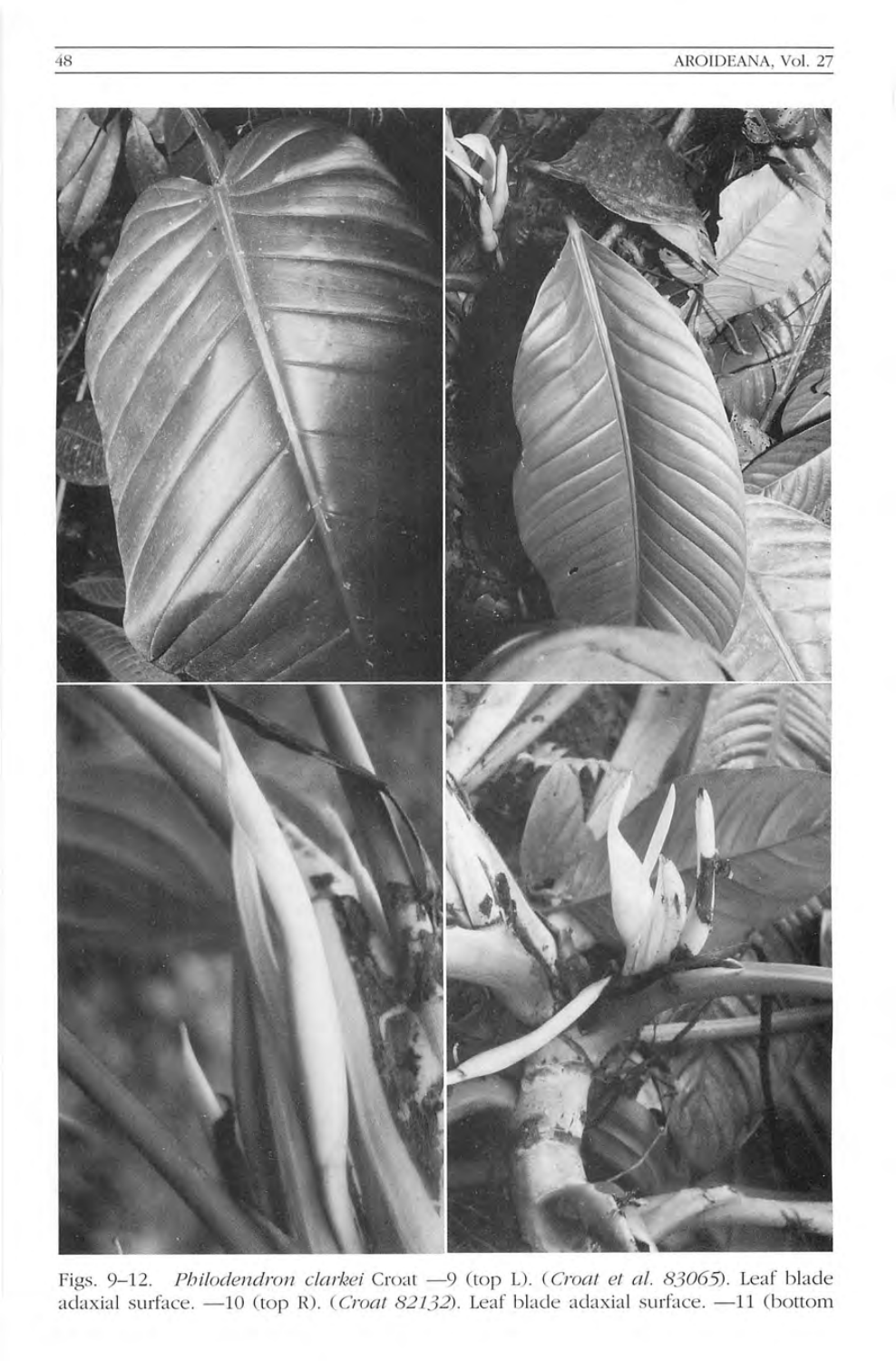Figs. 9–12. *Philodendron clarkei* Croat —9 (top L). (*Croat et al. 83065*). Leaf blade adaxial surface. —10 (top R). (*Croat 82132*). Leaf blade adaxial surface. —11 (bottom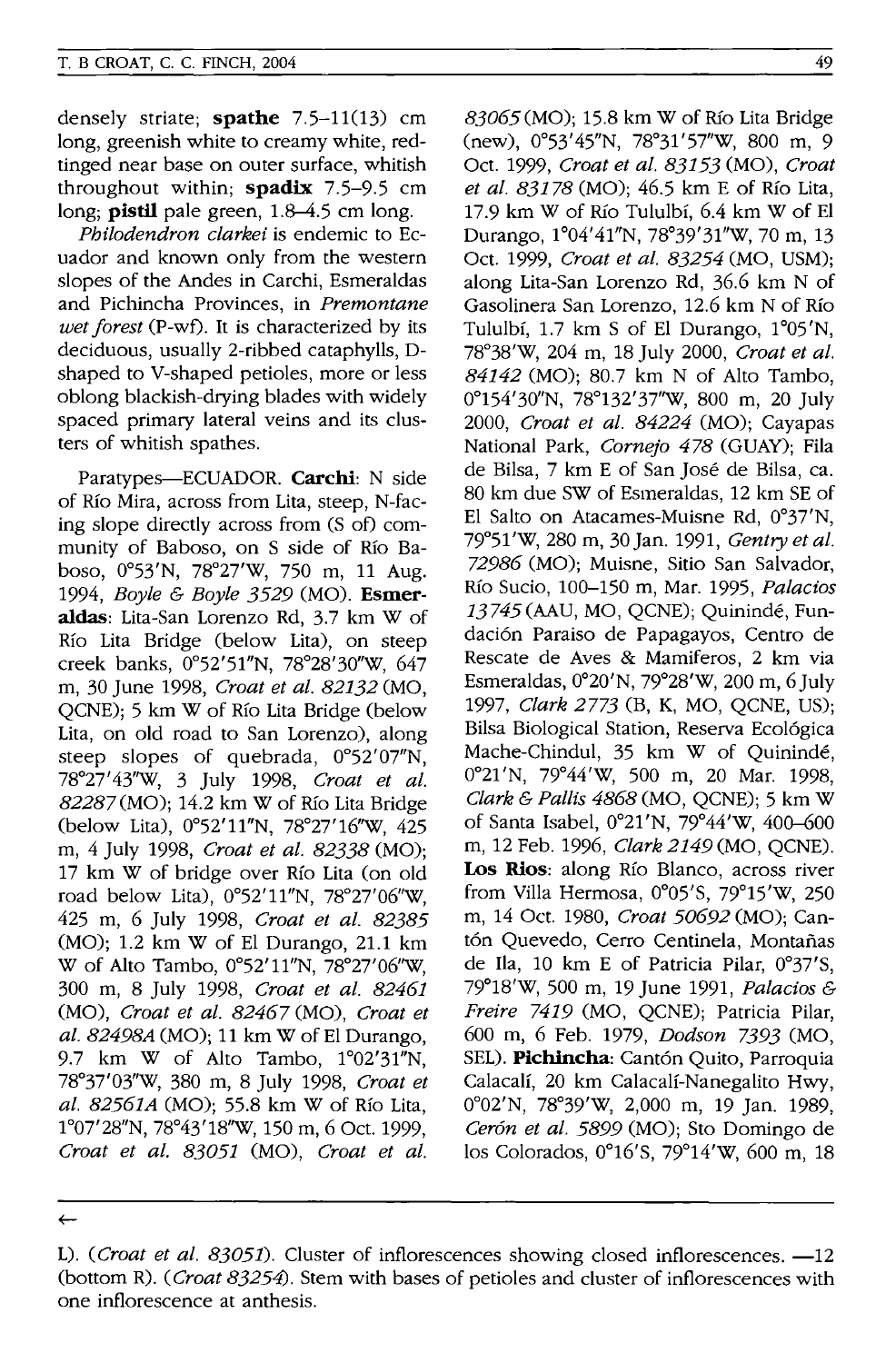densely striate; **spathe** 7.5–11(13) cm long, greenish white to creamy white, red-tinged near base on outer surface, whitish throughout within; **spadix** 7.5–9.5 cm long; **pistil** pale green, 1.8–4.5 cm long.

*Philodendron clarkei* is endemic to Ecuador and known only from the western slopes of the Andes in Carchi, Esmeraldas and Pichincha Provinces, in *Premontane wet forest* (P-wf). It is characterized by its deciduous, usually 2-ribbed cataphylls, D-shaped to V-shaped petioles, more or less oblong blackish-drying blades with widely spaced primary lateral veins and its clusters of whitish spathes.

Paratypes—ECUADOR. **Carchi**: N side of Río Mira, across from Lita, steep, N-facing slope directly across from (S of) community of Baboso, on S side of Río Baboso, 0°53'N, 78°27'W, 750 m, 11 Aug. 1994, *Boyle & Boyle 3529* (MO). **Esmeraldas**: Lita-San Lorenzo Rd, 3.7 km W of Río Lita Bridge (below Lita), on steep creek banks, 0°52'51"N, 78°28'30"W, 647 m, 30 June 1998, *Croat et al. 82132* (MO, QCNE); 5 km W of Río Lita Bridge (below Lita, on old road to San Lorenzo), along steep slopes of quebrada, 0°52'07"N, 78°27'43"W, 3 July 1998, *Croat et al. 82287* (MO); 14.2 km W of Río Lita Bridge (below Lita), 0°52'11"N, 78°27'16"W, 425 m, 4 July 1998, *Croat et al. 82338* (MO); 17 km W of bridge over Río Lita (on old road below Lita), 0°52'11"N, 78°27'06"W, 425 m, 6 July 1998, *Croat et al. 82385* (MO); 1.2 km W of El Durango, 21.1 km W of Alto Tambo, 0°52'11"N, 78°27'06"W, 300 m, 8 July 1998, *Croat et al. 82461* (MO), *Croat et al. 82467* (MO), *Croat et al. 82498A* (MO); 11 km W of El Durango, 9.7 km W of Alto Tambo, 1°02'31"N, 78°37'03"W, 380 m, 8 July 1998, *Croat et al. 82561A* (MO); 55.8 km W of Río Lita, 1°07'28"N, 78°43'18"W, 150 m, 6 Oct. 1999, *Croat et al. 83051* (MO), *Croat et al. 83065* (MO); 15.8 km W of Río Lita Bridge (new), 0°53'45"N, 78°31'57"W, 800 m, 9 Oct. 1999, *Croat et al. 83153* (MO), *Croat et al. 83178* (MO); 46.5 km E of Río Lita, 17.9 km W of Río Tululbí, 6.4 km W of El Durango, 1°04'41"N, 78°39'31"W, 70 m, 13 Oct. 1999, *Croat et al. 83254* (MO, USM); along Lita-San Lorenzo Rd, 36.6 km N of Gasolinera San Lorenzo, 12.6 km N of Río Tululbí, 1.7 km S of El Durango, 1°05'N, 78°38'W, 204 m, 18 July 2000, *Croat et al. 84142* (MO); 80.7 km N of Alto Tambo, 0°154'30"N, 78°132'37"W, 800 m, 20 July 2000, *Croat et al. 84224* (MO); Cayapas National Park, *Cornejo 478* (GUAY); Fila de Bilsa, 7 km E of San José de Bilsa, ca. 80 km due SW of Esmeraldas, 12 km SE of El Salto on Atacames-Muisne Rd, 0°37'N, 79°51'W, 280 m, 30 Jan. 1991, *Gentry et al. 72986* (MO); Muisne, Sitio San Salvador, Río Sucio, 100–150 m, Mar. 1995, *Palacios 13745* (AAU, MO, QCNE); Quinindé, Fundación Paraiso de Papagayos, Centro de Rescate de Aves & Mamiferos, 2 km via Esmeraldas, 0°20'N, 79°28'W, 200 m, 6 July 1997, *Clark 2773* (B, K, MO, QCNE, US); Bilsa Biological Station, Reserva Ecológica Mache-Chindul, 35 km W of Quinindé, 0°21'N, 79°44'W, 500 m, 20 Mar. 1998, *Clark & Pallis 4868* (MO, QCNE); 5 km W of Santa Isabel, 0°21'N, 79°44'W, 400–600 m, 12 Feb. 1996, *Clark 2149* (MO, QCNE). **Los Rios**: along Río Blanco, across river from Villa Hermosa, 0°05'S, 79°15'W, 250 m, 14 Oct. 1980, *Croat 50692* (MO); Cantón Quevedo, Cerro Centinela, Montañas de Ila, 10 km E of Patricia Pilar, 0°37'S, 79°18'W, 500 m, 19 June 1991, *Palacios & Freire 7419* (MO, QCNE); Patricia Pilar, 600 m, 6 Feb. 1979, *Dodson 7393* (MO, SEL). **Pichincha**: Cantón Quito, Parroquia Calacalí, 20 km Calacalí-Nanegalito Hwy, 0°02'N, 78°39'W, 2,000 m, 19 Jan. 1989, *Cerón et al. 5899* (MO); Sto Domingo de los Colorados, 0°16'S, 79°14'W, 600 m, 18

←

L). (*Croat et al. 83051*). Cluster of inflorescences showing closed inflorescences. —12 (bottom R). (*Croat 83254*). Stem with bases of petioles and cluster of inflorescences with one inflorescence at anthesis.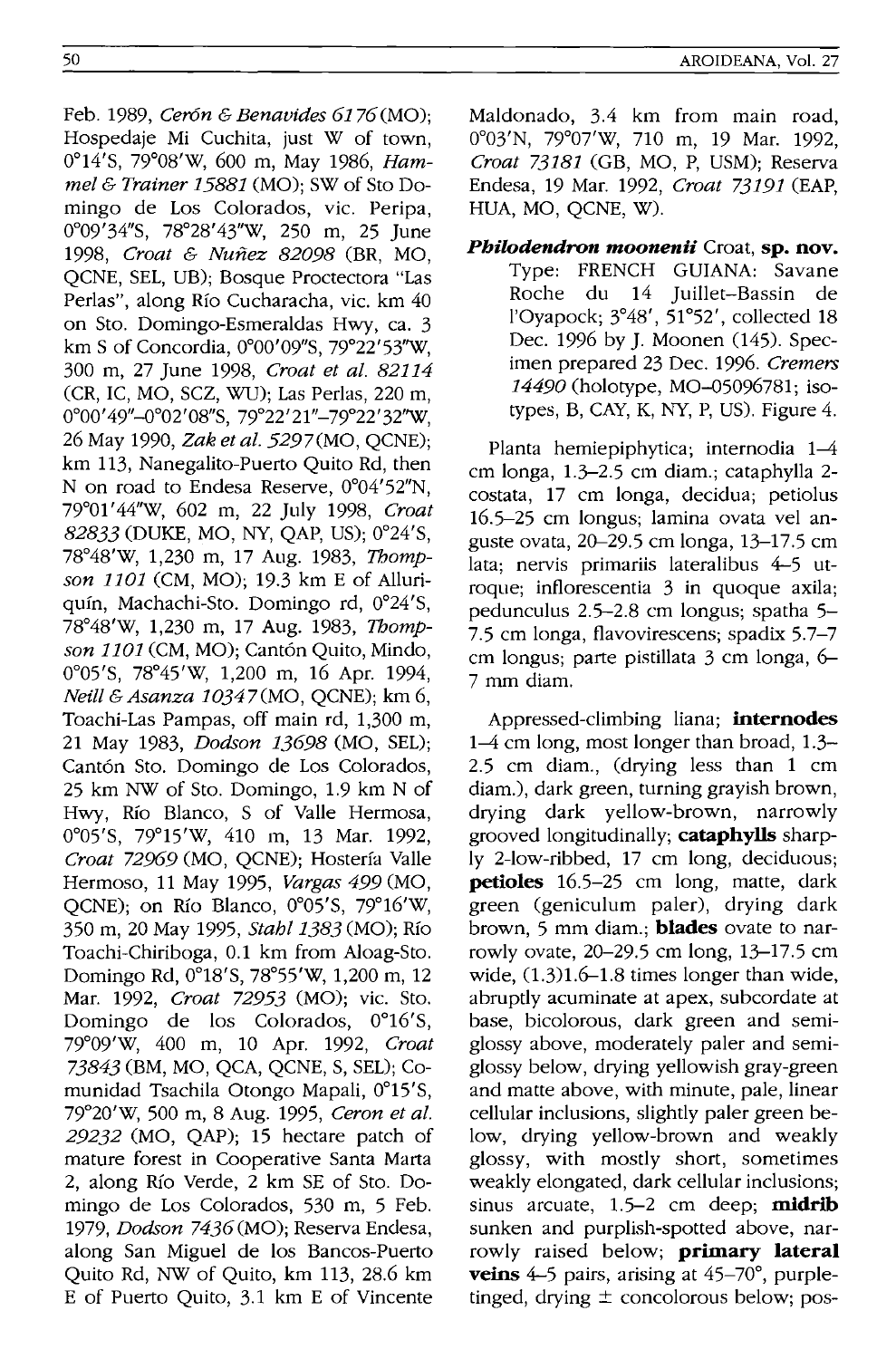Feb. 1989, *Cerón & Benavides 6176* (MO); Hospedaje Mi Cuchita, just W of town, 0°14'S, 79°08'W, 600 m, May 1986, *Hammel & Trainer 15881* (MO); SW of Sto Domingo de Los Colorados, vic. Peripa, 0°09'34"S, 78°28'43"W, 250 m, 25 June 1998, *Croat & Nuñez 82098* (BR, MO, QCNE, SEL, UB); Bosque Proctectora "Las Perlas", along Río Cucharacha, vic. km 40 on Sto. Domingo-Esmeraldas Hwy, ca. 3 km S of Concordia, 0°00'09"S, 79°22'53"W, 300 m, 27 June 1998, *Croat et al. 82114* (CR, IC, MO, SCZ, WU); Las Perlas, 220 m, 0°00'49"–0°02'08"S, 79°22'21"–79°22'32"W, 26 May 1990, *Zak et al. 5297* (MO, QCNE); km 113, Nanegalito-Puerto Quito Rd, then N on road to Endesa Reserve, 0°04'52"N, 79°01'44"W, 602 m, 22 July 1998, *Croat 82833* (DUKE, MO, NY, QAP, US); 0°24'S, 78°48'W, 1,230 m, 17 Aug. 1983, *Thompson 1101* (CM, MO); 19.3 km E of Alluriquín, Machachi-Sto. Domingo rd, 0°24'S, 78°48'W, 1,230 m, 17 Aug. 1983, *Thompson 1101* (CM, MO); Cantón Quito, Mindo, 0°05'S, 78°45'W, 1,200 m, 16 Apr. 1994, *Neill & Asanza 10347* (MO, QCNE); km 6, Toachi-Las Pampas, off main rd, 1,300 m, 21 May 1983, *Dodson 13698* (MO, SEL); Cantón Sto. Domingo de Los Colorados, 25 km NW of Sto. Domingo, 1.9 km N of Hwy, Río Blanco, S of Valle Hermosa, 0°05'S, 79°15'W, 410 m, 13 Mar. 1992, *Croat 72969* (MO, QCNE); Hostería Valle Hermoso, 11 May 1995, *Vargas 499* (MO, QCNE); on Río Blanco, 0°05'S, 79°16'W, 350 m, 20 May 1995, *Stahl 1383* (MO); Río Toachi-Chiriboga, 0.1 km from Aloag-Sto. Domingo Rd, 0°18'S, 78°55'W, 1,200 m, 12 Mar. 1992, *Croat 72953* (MO); vic. Sto. Domingo de los Colorados, 0°16'S, 79°09'W, 400 m, 10 Apr. 1992, *Croat 73843* (BM, MO, QCA, QCNE, S, SEL); Comunidad Tsachila Otongo Mapali, 0°15'S, 79°20'W, 500 m, 8 Aug. 1995, *Ceron et al. 29232* (MO, QAP); 15 hectare patch of mature forest in Cooperative Santa Marta 2, along Río Verde, 2 km SE of Sto. Domingo de Los Colorados, 530 m, 5 Feb. 1979, *Dodson 7436* (MO); Reserva Endesa, along San Miguel de los Bancos-Puerto Quito Rd, NW of Quito, km 113, 28.6 km E of Puerto Quito, 3.1 km E of Vincente Maldonado, 3.4 km from main road, 0°03'N, 79°07'W, 710 m, 19 Mar. 1992, *Croat 73181* (GB, MO, P, USM); Reserva Endesa, 19 Mar. 1992, *Croat 73191* (EAP, HUA, MO, QCNE, W).

***Philodendron moonenii*** Croat, **sp. nov.** Type: FRENCH GUIANA: Savane Roche du 14 Juillet–Bassin de l'Oyapock; 3°48', 51°52', collected 18 Dec. 1996 by J. Moonen (145). Specimen prepared 23 Dec. 1996. *Cremers 14490* (holotype, MO–05096781; isotypes, B, CAY, K, NY, P, US). Figure 4.

Planta hemiepiphytica; internodia 1–4 cm longa, 1.3–2.5 cm diam.; cataphylla 2-costata, 17 cm longa, decidua; petiolus 16.5–25 cm longus; lamina ovata vel anguste ovata, 20–29.5 cm longa, 13–17.5 cm lata; nervis primariis lateralibus 4–5 utroque; inflorescentia 3 in quoque axila; pedunculus 2.5–2.8 cm longus; spatha 5–7.5 cm longa, flavovirescens; spadix 5.7–7 cm longus; parte pistillata 3 cm longa, 6–7 mm diam.

Appressed-climbing liana; **internodes** 1–4 cm long, most longer than broad, 1.3–2.5 cm diam., (drying less than 1 cm diam.), dark green, turning grayish brown, drying dark yellow-brown, narrowly grooved longitudinally; **cataphylls** sharply 2-low-ribbed, 17 cm long, deciduous; **petioles** 16.5–25 cm long, matte, dark green (geniculum paler), drying dark brown, 5 mm diam.; **blades** ovate to narrowly ovate, 20–29.5 cm long, 13–17.5 cm wide, (1.3)1.6–1.8 times longer than wide, abruptly acuminate at apex, subcordate at base, bicolorous, dark green and semi-glossy above, moderately paler and semi-glossy below, drying yellowish gray-green and matte above, with minute, pale, linear cellular inclusions, slightly paler green below, drying yellow-brown and weakly glossy, with mostly short, sometimes weakly elongated, dark cellular inclusions; sinus arcuate, 1.5–2 cm deep; **midrib** sunken and purplish-spotted above, narrowly raised below; **primary lateral veins** 4–5 pairs, arising at 45–70°, purple-tinged, drying ± concolorous below; pos-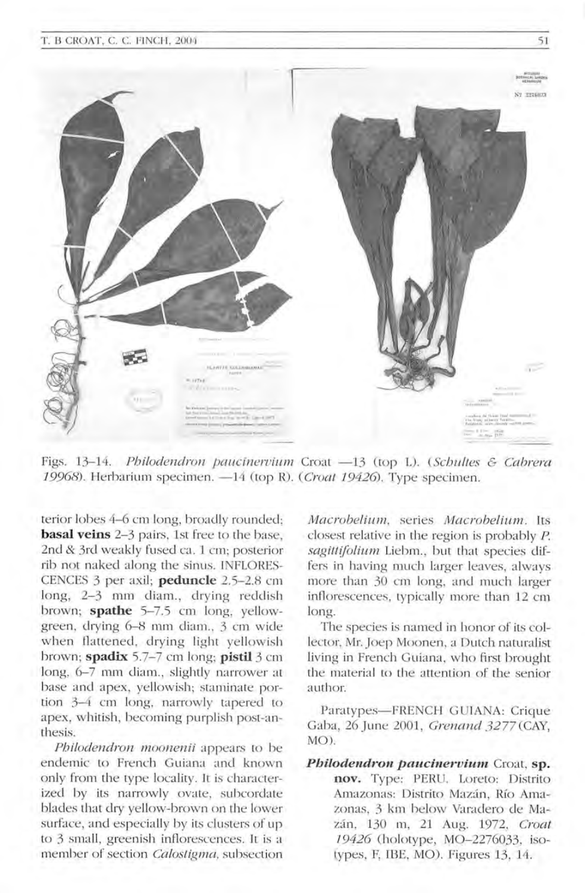Figs. 13–14. *Philodendron paucinervium* Croat —13 (top L). (*Schultes & Cabrera 19968*). Herbarium specimen. —14 (top R). (*Croat 19426*). Type specimen.

terior lobes 4–6 cm long, broadly rounded; **basal veins** 2–3 pairs, 1st free to the base, 2nd & 3rd weakly fused ca. 1 cm; posterior rib not naked along the sinus. INFLORESCENCES 3 per axil; **peduncle** 2.5–2.8 cm long, 2–3 mm diam., drying reddish brown; **spathe** 5–7.5 cm long, yellow-green, drying 6–8 mm diam., 3 cm wide when flattened, drying light yellowish brown; **spadix** 5.7–7 cm long; **pistil** 3 cm long, 6–7 mm diam., slightly narrower at base and apex, yellowish; staminate portion 3–4 cm long, narrowly tapered to apex, whitish, becoming purplish post-anthesis.

*Philodendron moonenii* appears to be endemic to French Guiana and known only from the type locality. It is characterized by its narrowly ovate, subcordate blades that dry yellow-brown on the lower surface, and especially by its clusters of up to 3 small, greenish inflorescences. It is a member of section *Calostigma*, subsection *Macrobelium*, series *Macrobelium*. Its closest relative in the region is probably *P. sagittifolium* Liebm., but that species differs in having much larger leaves, always more than 30 cm long, and much larger inflorescences, typically more than 12 cm long.

The species is named in honor of its collector, Mr. Joep Moonen, a Dutch naturalist living in French Guiana, who first brought the material to the attention of the senior author.

Paratypes—FRENCH GUIANA: Crique Gaba, 26 June 2001, *Grenand 3277* (CAY, MO).

***Philodendron paucinervium*** Croat, **sp. nov.** Type: PERU. Loreto: Distrito Amazonas: Distrito Mazán, Río Amazonas, 3 km below Varadero de Mazán, 130 m, 21 Aug. 1972, *Croat 19426* (holotype, MO–2276033, isotypes, F, IBE, MO). Figures 13, 14.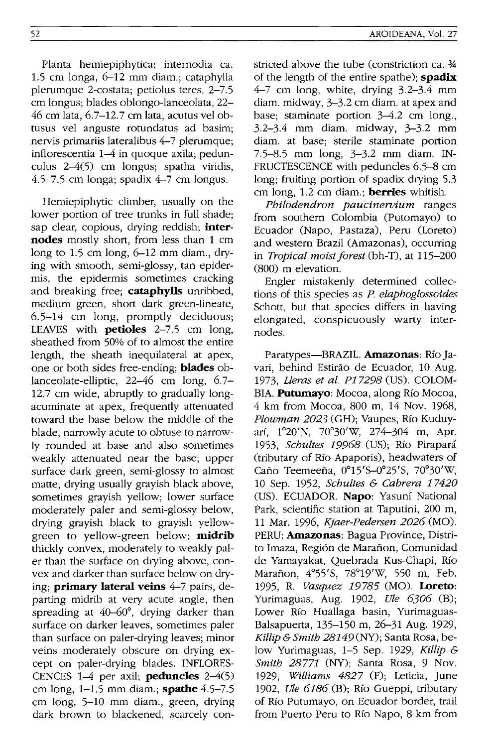Planta hemiepiphytica; internodia ca. 1.5 cm longa, 6–12 mm diam.; cataphylla plerumque 2-costata; petiolus teres, 2–7.5 cm longus; blades oblongo-lanceolata, 22–46 cm lata, 6.7–12.7 cm lata, acutus vel obtusus vel anguste rotundatus ad basim; nervis primariis lateralibus 4–7 plerumque; inflorescentia 1–4 in quoque axila; pedunculus 2–4(5) cm longus; spatha viridis, 4.5–7.5 cm longa; spadix 4–7 cm longus.

Hemiepiphytic climber, usually on the lower portion of tree trunks in full shade; sap clear, copious, drying reddish; **internodes** mostly short, from less than 1 cm long to 1.5 cm long, 6–12 mm diam., drying with smooth, semi-glossy, tan epidermis, the epidermis sometimes cracking and breaking free; **cataphylls** unribbed, medium green, short dark green-lineate, 6.5–14 cm long, promptly deciduous; LEAVES with **petioles** 2–7.5 cm long, sheathed from 50% of to almost the entire length, the sheath inequilateral at apex, one or both sides free-ending; **blades** oblanceolate-elliptic, 22–46 cm long, 6.7–12.7 cm wide, abruptly to gradually long-acuminate at apex, frequently attenuated toward the base below the middle of the blade, narrowly acute to obtuse to narrowly rounded at base and also sometimes weakly attenuated near the base; upper surface dark green, semi-glossy to almost matte, drying usually grayish black above, sometimes grayish yellow; lower surface moderately paler and semi-glossy below, drying grayish black to grayish yellow-green to yellow-green below; **midrib** thickly convex, moderately to weakly paler than the surface on drying above, convex and darker than surface below on drying; **primary lateral veins** 4–7 pairs, departing midrib at very acute angle, then spreading at 40–60°, drying darker than surface on darker leaves, sometimes paler than surface on paler-drying leaves; minor veins moderately obscure on drying except on paler-drying blades. INFLORESCENCES 1–4 per axil; **peduncles** 2–4(5) cm long, 1–1.5 mm diam.; **spathe** 4.5–7.5 cm long, 5–10 mm diam., green, drying dark brown to blackened, scarcely constricted above the tube (constriction ca. ¾ of the length of the entire spathe); **spadix** 4–7 cm long, white, drying 3.2–3.4 mm diam. midway, 3–3.2 cm diam. at apex and base; staminate portion 3–4.2 cm long., 3.2–3.4 mm diam. midway, 3–3.2 mm diam. at base; sterile staminate portion 7.5–8.5 mm long, 3–3.2 mm diam. INFRUCTESCENCE with peduncles 6.5–8 cm long; fruiting portion of spadix drying 5.3 cm long, 1.2 cm diam.; **berries** whitish.

*Philodendron paucinervium* ranges from southern Colombia (Putomayo) to Ecuador (Napo, Pastaza), Peru (Loreto) and western Brazil (Amazonas), occurring in *Tropical moist forest* (bh-T), at 115–200 (800) m elevation.

Engler mistakenly determined collections of this species as *P. elaphoglossoides* Schott, but that species differs in having elongated, conspicuously warty internodes.

Paratypes—BRAZIL. **Amazonas**: Río Javari, behind Estirão de Ecuador, 10 Aug. 1973, *Lleras et al. P17298* (US). COLOMBIA. **Putumayo**: Mocoa, along Río Mocoa, 4 km from Mocoa, 800 m, 14 Nov. 1968, *Plowman 2023* (GH); Vaupes, Río Kuduyarí, 1°20'N, 70°30'W, 274–304 m, Apr. 1953, *Schultes 19968* (US); Río Piraparā (tributary of Río Apaporis), headwaters of Caño Teemeeña, 0°15'S–0°25'S, 70°30'W, 10 Sep. 1952, *Schultes & Cabrera 17420* (US). ECUADOR. **Napo**: Yasuní National Park, scientific station at Taputini, 200 m, 11 Mar. 1996, *Kjaer-Pedersen 2026* (MO). PERU: **Amazonas**: Bagua Province, Distrito Imaza, Región de Marañon, Comunidad de Yamayakat, Quebrada Kus-Chapi, Río Marañon, 4°55'S, 78°19'W, 550 m, Feb. 1995, R. *Vasquez 19785* (MO). **Loreto**: Yurimaguas, Aug. 1902, *Ule 6306* (B); Lower Río Huallaga basin, Yurimaguas-Balsapuerta, 135–150 m, 26–31 Aug. 1929, *Killip & Smith 28149* (NY); Santa Rosa, below Yurimaguas, 1–5 Sep. 1929, *Killip & Smith 28771* (NY); Santa Rosa, 9 Nov. 1929, *Williams 4827* (F); Leticia, June 1902, *Ule 6186* (B); Río Gueppi, tributary of Río Putumayo, on Ecuador border, trail from Puerto Peru to Río Napo, 8 km from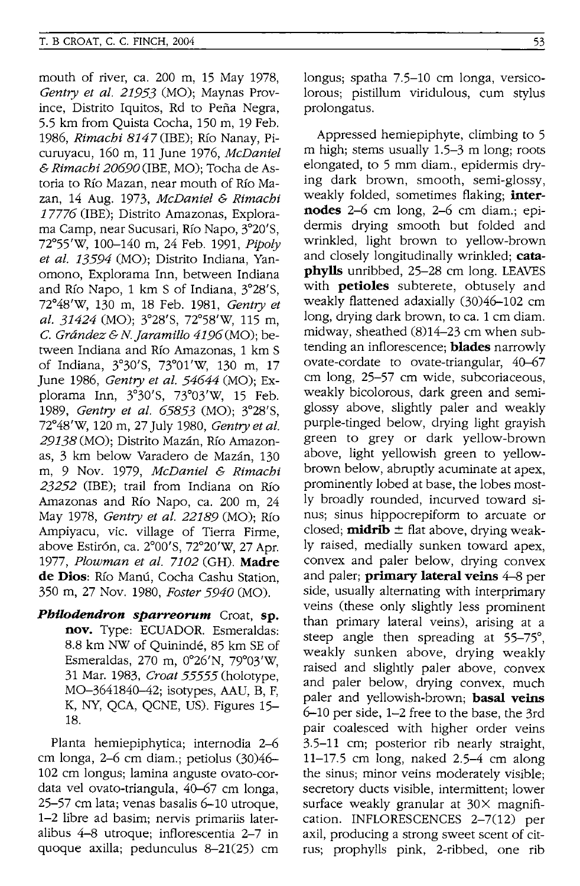mouth of river, ca. 200 m, 15 May 1978, *Gentry et al. 21953* (MO); Maynas Province, Distrito Iquitos, Rd to Peña Negra, 5.5 km from Quista Cocha, 150 m, 19 Feb. 1986, *Rimachi 8147* (IBE); Río Nanay, Picuruyacu, 160 m, 11 June 1976, *McDaniel & Rimachi 20690* (IBE, MO); Tocha de Astoria to Río Mazan, near mouth of Río Mazan, 14 Aug. 1973, *McDaniel & Rimachi 17776* (IBE); Distrito Amazonas, Explorama Camp, near Sucusari, Río Napo, 3°20'S, 72°55'W, 100–140 m, 24 Feb. 1991, *Pipoly et al. 13594* (MO); Distrito Indiana, Yanomono, Explorama Inn, between Indiana and Río Napo, 1 km S of Indiana, 3°28'S, 72°48'W, 130 m, 18 Feb. 1981, *Gentry et al. 31424* (MO); 3°28'S, 72°58'W, 115 m, *C. Grández & N. Jaramillo 4196* (MO); between Indiana and Río Amazonas, 1 km S of Indiana, 3°30'S, 73°01'W, 130 m, 17 June 1986, *Gentry et al. 54644* (MO); Explorama Inn, 3°30'S, 73°03'W, 15 Feb. 1989, *Gentry et al. 65853* (MO); 3°28'S, 72°48'W, 120 m, 27 July 1980, *Gentry et al. 29138* (MO); Distrito Mazán, Río Amazonas, 3 km below Varadero de Mazán, 130 m, 9 Nov. 1979, *McDaniel & Rimachi 23252* (IBE); trail from Indiana on Río Amazonas and Río Napo, ca. 200 m, 24 May 1978, *Gentry et al. 22189* (MO); Río Ampiyacu, vic. village of Tierra Firme, above Estirón, ca. 2°00'S, 72°20'W, 27 Apr. 1977, *Plowman et al. 7102* (GH). **Madre de Dios**: Río Manú, Cocha Cashu Station, 350 m, 27 Nov. 1980, *Foster 5940* (MO).

***Philodendron sparreorum*** Croat, **sp. nov.** Type: ECUADOR. Esmeraldas: 8.8 km NW of Quinindé, 85 km SE of Esmeraldas, 270 m, 0°26'N, 79°03'W, 31 Mar. 1983, *Croat 55555* (holotype, MO–3641840–42; isotypes, AAU, B, F, K, NY, QCA, QCNE, US). Figures 15–18.

Planta hemiepiphytica; internodia 2–6 cm longa, 2–6 cm diam.; petiolus (30)46–102 cm longus; lamina anguste ovato-cordata vel ovato-triangula, 40–67 cm longa, 25–57 cm lata; venas basalis 6–10 utroque, 1–2 libre ad basim; nervis primariis lateralibus 4–8 utroque; inflorescentia 2–7 in quoque axilla; pedunculus 8–21(25) cm longus; spatha 7.5–10 cm longa, versicolorous; pistillum viridulous, cum stylus prolongatus.

Appressed hemiepiphyte, climbing to 5 m high; stems usually 1.5–3 m long; roots elongated, to 5 mm diam., epidermis drying dark brown, smooth, semi-glossy, weakly folded, sometimes flaking; **internodes** 2–6 cm long, 2–6 cm diam.; epidermis drying smooth but folded and wrinkled, light brown to yellow-brown and closely longitudinally wrinkled; **cataphylls** unribbed, 25–28 cm long. LEAVES with **petioles** subterete, obtusely and weakly flattened adaxially (30)46–102 cm long, drying dark brown, to ca. 1 cm diam. midway, sheathed (8)14–23 cm when subtending an inflorescence; **blades** narrowly ovate-cordate to ovate-triangular, 40–67 cm long, 25–57 cm wide, subcoriaceous, weakly bicolorous, dark green and semi-glossy above, slightly paler and weakly purple-tinged below, drying light grayish green to grey or dark yellow-brown above, light yellowish green to yellow-brown below, abruptly acuminate at apex, prominently lobed at base, the lobes mostly broadly rounded, incurved toward sinus; sinus hippocrepiform to arcuate or closed; **midrib** ± flat above, drying weakly raised, medially sunken toward apex, convex and paler below, drying convex and paler; **primary lateral veins** 4–8 per side, usually alternating with interprimary veins (these only slightly less prominent than primary lateral veins), arising at a steep angle then spreading at 55–75°, weakly sunken above, drying weakly raised and slightly paler above, convex and paler below, drying convex, much paler and yellowish-brown; **basal veins** 6–10 per side, 1–2 free to the base, the 3rd pair coalesced with higher order veins 3.5–11 cm; posterior rib nearly straight, 11–17.5 cm long, naked 2.5–4 cm along the sinus; minor veins moderately visible; secretory ducts visible, intermittent; lower surface weakly granular at 30× magnification. INFLORESCENCES 2–7(12) per axil, producing a strong sweet scent of citrus; prophylls pink, 2-ribbed, one rib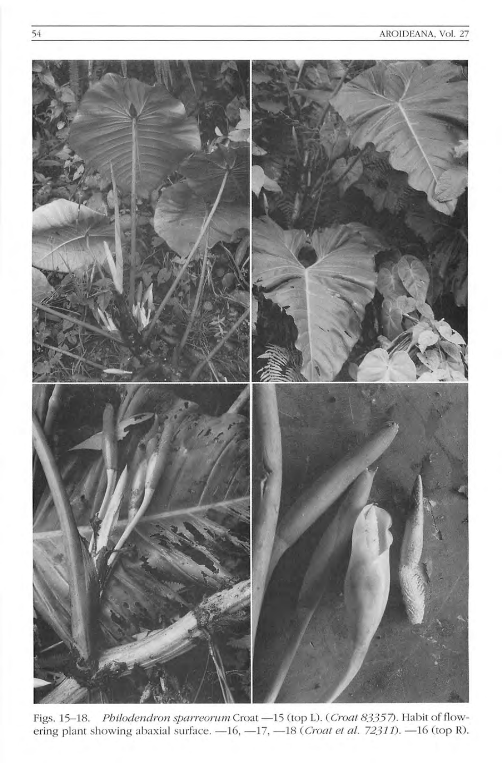Figs. 15–18. *Philodendron sparreorum* Croat —15 (top L). (*Croat 83357*). Habit of flowering plant showing abaxial surface. —16, —17, —18 (*Croat et al. 72311*). —16 (top R).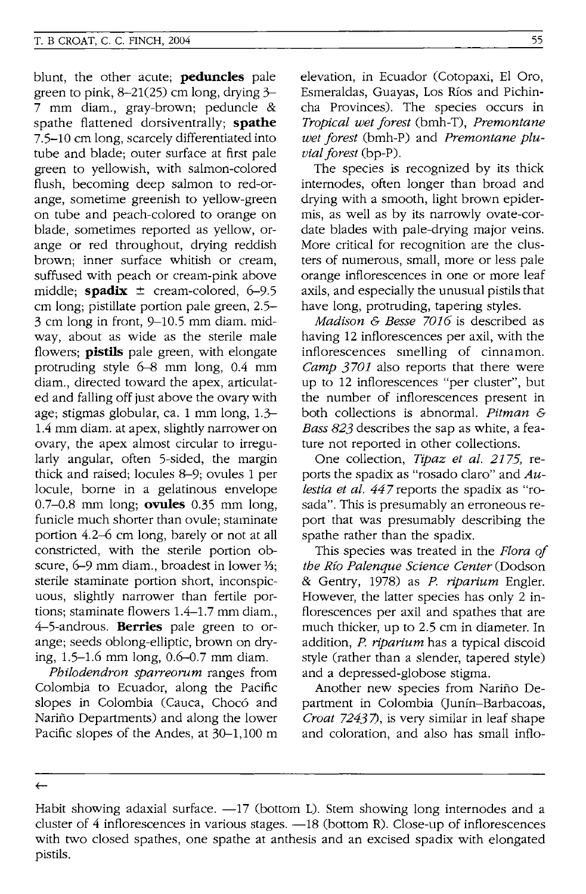blunt, the other acute; **peduncles** pale green to pink, 8–21(25) cm long, drying 3–7 mm diam., gray-brown; peduncle & spathe flattened dorsiventrally; **spathe** 7.5–10 cm long, scarcely differentiated into tube and blade; outer surface at first pale green to yellowish, with salmon-colored flush, becoming deep salmon to red-orange, sometime greenish to yellow-green on tube and peach-colored to orange on blade, sometimes reported as yellow, orange or red throughout, drying reddish brown; inner surface whitish or cream, suffused with peach or cream-pink above middle; **spadix** ± cream-colored, 6–9.5 cm long; pistillate portion pale green, 2.5–3 cm long in front, 9–10.5 mm diam. midway, about as wide as the sterile male flowers; **pistils** pale green, with elongate protruding style 6–8 mm long, 0.4 mm diam., directed toward the apex, articulated and falling off just above the ovary with age; stigmas globular, ca. 1 mm long, 1.3–1.4 mm diam. at apex, slightly narrower on ovary, the apex almost circular to irregularly angular, often 5-sided, the margin thick and raised; locules 8–9; ovules 1 per locule, borne in a gelatinous envelope 0.7–0.8 mm long; **ovules** 0.35 mm long, funicle much shorter than ovule; staminate portion 4.2–6 cm long, barely or not at all constricted, with the sterile portion obscure, 6–9 mm diam., broadest in lower ⅓; sterile staminate portion short, inconspicuous, slightly narrower than fertile portions; staminate flowers 1.4–1.7 mm diam., 4–5-androus. **Berries** pale green to orange; seeds oblong-elliptic, brown on drying, 1.5–1.6 mm long, 0.6–0.7 mm diam.

*Philodendron sparreorum* ranges from Colombia to Ecuador, along the Pacific slopes in Colombia (Cauca, Chocó and Nariño Departments) and along the lower Pacific slopes of the Andes, at 30–1,100 m elevation, in Ecuador (Cotopaxi, El Oro, Esmeraldas, Guayas, Los Ríos and Pichincha Provinces). The species occurs in *Tropical wet forest* (bmh-T), *Premontane wet forest* (bmh-P) and *Premontane pluvial forest* (bp-P).

The species is recognized by its thick internodes, often longer than broad and drying with a smooth, light brown epidermis, as well as by its narrowly ovate-cordate blades with pale-drying major veins. More critical for recognition are the clusters of numerous, small, more or less pale orange inflorescences in one or more leaf axils, and especially the unusual pistils that have long, protruding, tapering styles.

*Madison & Besse 7016* is described as having 12 inflorescences per axil, with the inflorescences smelling of cinnamon. *Camp 3701* also reports that there were up to 12 inflorescences "per cluster", but the number of inflorescences present in both collections is abnormal. *Pitman & Bass 823* describes the sap as white, a feature not reported in other collections.

One collection, *Tipaz et al. 2175*, reports the spadix as "rosado claro" and *Aulestia et al. 447* reports the spadix as "rosada". This is presumably an erroneous report that was presumably describing the spathe rather than the spadix.

This species was treated in the *Flora of the Río Palenque Science Center* (Dodson & Gentry, 1978) as *P. riparium* Engler. However, the latter species has only 2 inflorescences per axil and spathes that are much thicker, up to 2.5 cm in diameter. In addition, *P. riparium* has a typical discoid style (rather than a slender, tapered style) and a depressed-globose stigma.

Another new species from Nariño Department in Colombia (Junín–Barbacoas, *Croat 72437*), is very similar in leaf shape and coloration, and also has small inflo-

←

Habit showing adaxial surface. —17 (bottom L). Stem showing long internodes and a cluster of 4 inflorescences in various stages. —18 (bottom R). Close-up of inflorescences with two closed spathes, one spathe at anthesis and an excised spadix with elongated pistils.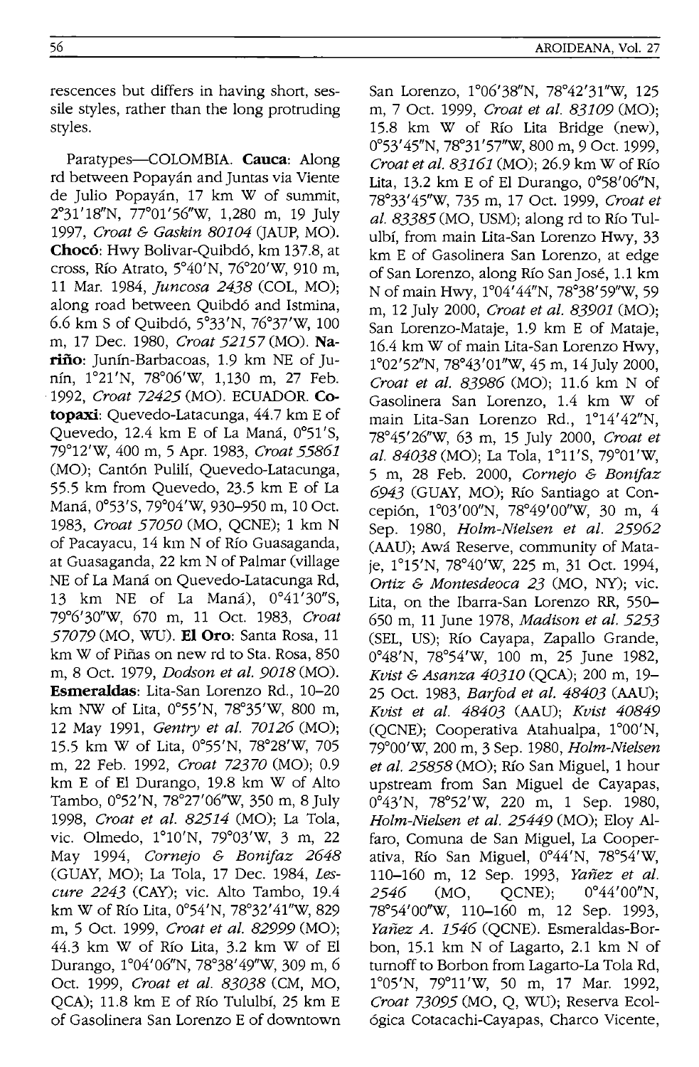rescences but differs in having short, sessile styles, rather than the long protruding styles.

Paratypes—COLOMBIA. **Cauca**: Along rd between Popayán and Juntas via Viente de Julio Popayán, 17 km W of summit, 2°31'18"N, 77°01'56"W, 1,280 m, 19 July 1997, *Croat & Gaskin 80104* (JAUP, MO). **Chocó**: Hwy Bolivar-Quibdó, km 137.8, at cross, Río Atrato, 5°40'N, 76°20'W, 910 m, 11 Mar. 1984, *Juncosa 2438* (COL, MO); along road between Quibdó and Istmina, 6.6 km S of Quibdó, 5°33'N, 76°37'W, 100 m, 17 Dec. 1980, *Croat 52157* (MO). **Nariño**: Junín-Barbacoas, 1.9 km NE of Junín, 1°21'N, 78°06'W, 1,130 m, 27 Feb. 1992, *Croat 72425* (MO). ECUADOR. **Cotopaxi**: Quevedo-Latacunga, 44.7 km E of Quevedo, 12.4 km E of La Maná, 0°51'S, 79°12'W, 400 m, 5 Apr. 1983, *Croat 55861* (MO); Cantón Pulilí, Quevedo-Latacunga, 55.5 km from Quevedo, 23.5 km E of La Maná, 0°53'S, 79°04'W, 930–950 m, 10 Oct. 1983, *Croat 57050* (MO, QCNE); 1 km N of Pacayacu, 14 km N of Río Guasaganda, at Guasaganda, 22 km N of Palmar (village NE of La Maná on Quevedo-Latacunga Rd, 13 km NE of La Maná), 0°41'30"S, 79°6'30"W, 670 m, 11 Oct. 1983, *Croat 57079* (MO, WU). **El Oro**: Santa Rosa, 11 km W of Piñas on new rd to Sta. Rosa, 850 m, 8 Oct. 1979, *Dodson et al. 9018* (MO). **Esmeraldas**: Lita-San Lorenzo Rd., 10–20 km NW of Lita, 0°55'N, 78°35'W, 800 m, 12 May 1991, *Gentry et al. 70126* (MO); 15.5 km W of Lita, 0°55'N, 78°28'W, 705 m, 22 Feb. 1992, *Croat 72370* (MO); 0.9 km E of El Durango, 19.8 km W of Alto Tambo, 0°52'N, 78°27'06"W, 350 m, 8 July 1998, *Croat et al. 82514* (MO); La Tola, vic. Olmedo, 1°10'N, 79°03'W, 3 m, 22 May 1994, *Cornejo & Bonifaz 2648* (GUAY, MO); La Tola, 17 Dec. 1984, *Lescure 2243* (CAY); vic. Alto Tambo, 19.4 km W of Río Lita, 0°54'N, 78°32'41"W, 829 m, 5 Oct. 1999, *Croat et al. 82999* (MO); 44.3 km W of Río Lita, 3.2 km W of El Durango, 1°04'06"N, 78°38'49"W, 309 m, 6 Oct. 1999, *Croat et al. 83038* (CM, MO, QCA); 11.8 km E of Río Tululbí, 25 km E of Gasolinera San Lorenzo E of downtown San Lorenzo, 1°06'38"N, 78°42'31"W, 125 m, 7 Oct. 1999, *Croat et al. 83109* (MO); 15.8 km W of Río Lita Bridge (new), 0°53'45"N, 78°31'57"W, 800 m, 9 Oct. 1999, *Croat et al. 83161* (MO); 26.9 km W of Río Lita, 13.2 km E of El Durango, 0°58'06"N, 78°33'45"W, 735 m, 17 Oct. 1999, *Croat et al. 83385* (MO, USM); along rd to Río Tululbí, from main Lita-San Lorenzo Hwy, 33 km E of Gasolinera San Lorenzo, at edge of San Lorenzo, along Río San José, 1.1 km N of main Hwy, 1°04'44"N, 78°38'59"W, 59 m, 12 July 2000, *Croat et al. 83901* (MO); San Lorenzo-Mataje, 1.9 km E of Mataje, 16.4 km W of main Lita-San Lorenzo Hwy, 1°02'52"N, 78°43'01"W, 45 m, 14 July 2000, *Croat et al. 83986* (MO); 11.6 km N of Gasolinera San Lorenzo, 1.4 km W of main Lita-San Lorenzo Rd., 1°14'42"N, 78°45'26"W, 63 m, 15 July 2000, *Croat et al. 84038* (MO); La Tola, 1°11'S, 79°01'W, 5 m, 28 Feb. 2000, *Cornejo & Bonifaz 6943* (GUAY, MO); Río Santiago at Concepión, 1°03'00"N, 78°49'00"W, 30 m, 4 Sep. 1980, *Holm-Nielsen et al. 25962* (AAU); Awá Reserve, community of Mataje, 1°15'N, 78°40'W, 225 m, 31 Oct. 1994, *Ortiz & Montesdeoca 23* (MO, NY); vic. Lita, on the Ibarra-San Lorenzo RR, 550–650 m, 11 June 1978, *Madison et al. 5253* (SEL, US); Río Cayapa, Zapallo Grande, 0°48'N, 78°54'W, 100 m, 25 June 1982, *Kvist & Asanza 40310* (QCA); 200 m, 19–25 Oct. 1983, *Barfod et al. 48403* (AAU); *Kvist et al. 48403* (AAU); *Kvist 40849* (QCNE); Cooperativa Atahualpa, 1°00'N, 79°00'W, 200 m, 3 Sep. 1980, *Holm-Nielsen et al. 25858* (MO); Río San Miguel, 1 hour upstream from San Miguel de Cayapas, 0°43'N, 78°52'W, 220 m, 1 Sep. 1980, *Holm-Nielsen et al. 25449* (MO); Eloy Alfaro, Comuna de San Miguel, La Cooperativa, Río San Miguel, 0°44'N, 78°54'W, 110–160 m, 12 Sep. 1993, *Yañez et al. 2546* (MO, QCNE); 0°44'00"N, 78°54'00"W, 110–160 m, 12 Sep. 1993, *Yañez A. 1546* (QCNE). Esmeraldas-Borbon, 15.1 km N of Lagarto, 2.1 km N of turnoff to Borbon from Lagarto-La Tola Rd, 1°05'N, 79°11'W, 50 m, 17 Mar. 1992, *Croat 73095* (MO, Q, WU); Reserva Ecológica Cotacachi-Cayapas, Charco Vicente,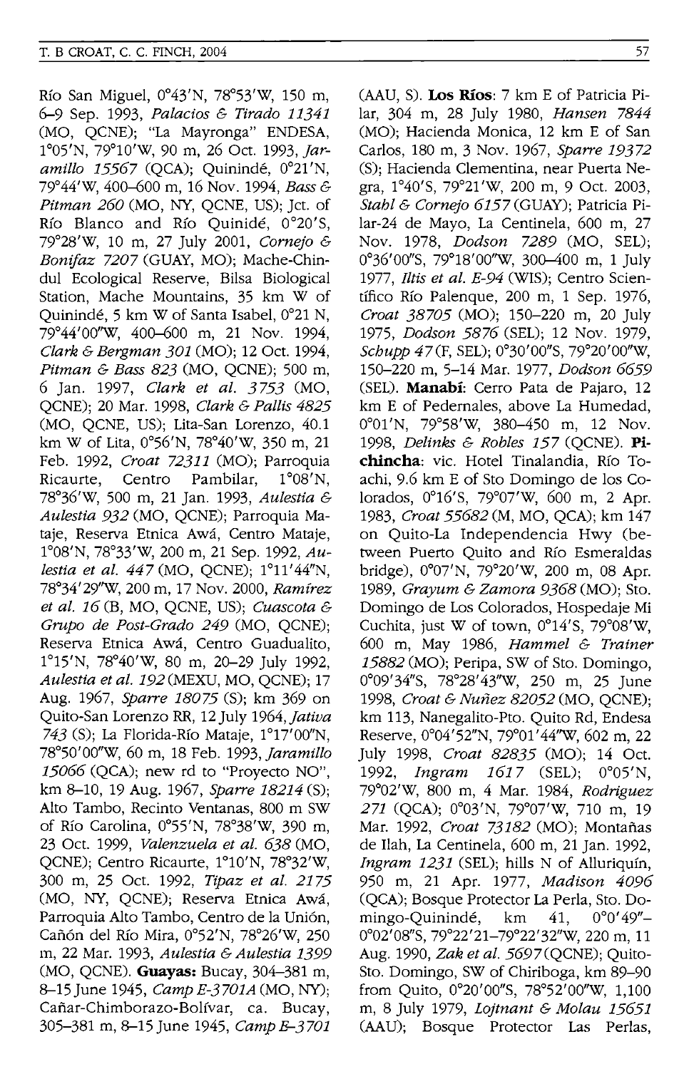Río San Miguel, 0°43'N, 78°53'W, 150 m, 6–9 Sep. 1993, *Palacios & Tirado 11341* (MO, QCNE); "La Mayronga" ENDESA, 1°05'N, 79°10'W, 90 m, 26 Oct. 1993, *Jaramillo 15567* (QCA); Quinindé, 0°21'N, 79°44'W, 400–600 m, 16 Nov. 1994, *Bass & Pitman 260* (MO, NY, QCNE, US); Jct. of Río Blanco and Río Quinidé, 0°20'S, 79°28'W, 10 m, 27 July 2001, *Cornejo & Bonifaz 7207* (GUAY, MO); Mache-Chindul Ecological Reserve, Bilsa Biological Station, Mache Mountains, 35 km W of Quinindé, 5 km W of Santa Isabel, 0°21 N, 79°44'00"W, 400–600 m, 21 Nov. 1994, *Clark & Bergman 301* (MO); 12 Oct. 1994, *Pitman & Bass 823* (MO, QCNE); 500 m, 6 Jan. 1997, *Clark et al. 3753* (MO, QCNE); 20 Mar. 1998, *Clark & Pallis 4825* (MO, QCNE, US); Lita-San Lorenzo, 40.1 km W of Lita, 0°56'N, 78°40'W, 350 m, 21 Feb. 1992, *Croat 72311* (MO); Parroquia Ricaurte, Centro Pambilar, 1°08'N, 78°36'W, 500 m, 21 Jan. 1993, *Aulestia & Aulestia 932* (MO, QCNE); Parroquia Mataje, Reserva Etnica Awá, Centro Mataje, 1°08'N, 78°33'W, 200 m, 21 Sep. 1992, *Aulestia et al. 447* (MO, QCNE); 1°11'44"N, 78°34'29"W, 200 m, 17 Nov. 2000, *Ramírez et al. 16* (B, MO, QCNE, US); *Cuascota & Grupo de Post-Grado 249* (MO, QCNE); Reserva Etnica Awá, Centro Guadualito, 1°15'N, 78°40'W, 80 m, 20–29 July 1992, *Aulestia et al. 192* (MEXU, MO, QCNE); 17 Aug. 1967, *Sparre 18075* (S); km 369 on Quito-San Lorenzo RR, 12 July 1964, *Jativa 743* (S); La Florida-Río Mataje, 1°17'00"N, 78°50'00"W, 60 m, 18 Feb. 1993, *Jaramillo 15066* (QCA); new rd to "Proyecto NO", km 8–10, 19 Aug. 1967, *Sparre 18214* (S); Alto Tambo, Recinto Ventanas, 800 m SW of Río Carolina, 0°55'N, 78°38'W, 390 m, 23 Oct. 1999, *Valenzuela et al. 638* (MO, QCNE); Centro Ricaurte, 1°10'N, 78°32'W, 300 m, 25 Oct. 1992, *Tipaz et al. 2175* (MO, NY, QCNE); Reserva Etnica Awá, Parroquia Alto Tambo, Centro de la Unión, Cañón del Río Mira, 0°52'N, 78°26'W, 250 m, 22 Mar. 1993, *Aulestia & Aulestia 1399* (MO, QCNE). **Guayas:** Bucay, 304–381 m, 8–15 June 1945, *Camp E-3701A* (MO, NY); Cañar-Chimborazo-Bolívar, ca. Bucay, 305–381 m, 8–15 June 1945, *Camp E-3701* (AAU, S). **Los Ríos:** 7 km E of Patricia Pilar, 304 m, 28 July 1980, *Hansen 7844* (MO); Hacienda Monica, 12 km E of San Carlos, 180 m, 3 Nov. 1967, *Sparre 19372* (S); Hacienda Clementina, near Puerta Negra, 1°40'S, 79°21'W, 200 m, 9 Oct. 2003, *Stahl & Cornejo 6157* (GUAY); Patricia Pilar-24 de Mayo, La Centinela, 600 m, 27 Nov. 1978, *Dodson 7289* (MO, SEL); 0°36'00"S, 79°18'00"W, 300–400 m, 1 July 1977, *Iltis et al. E-94* (WIS); Centro Científico Río Palenque, 200 m, 1 Sep. 1976, *Croat 38705* (MO); 150–220 m, 20 July 1975, *Dodson 5876* (SEL); 12 Nov. 1979, *Schupp 47* (F, SEL); 0°30'00"S, 79°20'00"W, 150–220 m, 5–14 Mar. 1977, *Dodson 6659* (SEL). **Manabí:** Cerro Pata de Pajaro, 12 km E of Pedernales, above La Humedad, 0°01'N, 79°58'W, 380–450 m, 12 Nov. 1998, *Delinks & Robles 157* (QCNE). **Pichincha:** vic. Hotel Tinalandia, Río Toachi, 9.6 km E of Sto Domingo de los Colorados, 0°16'S, 79°07'W, 600 m, 2 Apr. 1983, *Croat 55682* (M, MO, QCA); km 147 on Quito-La Independencia Hwy (between Puerto Quito and Río Esmeraldas bridge), 0°07'N, 79°20'W, 200 m, 08 Apr. 1989, *Grayum & Zamora 9368* (MO); Sto. Domingo de Los Colorados, Hospedaje Mi Cuchita, just W of town, 0°14'S, 79°08'W, 600 m, May 1986, *Hammel & Trainer 15882* (MO); Peripa, SW of Sto. Domingo, 0°09'34"S, 78°28'43"W, 250 m, 25 June 1998, *Croat & Nuñez 82052* (MO, QCNE); km 113, Nanegalito-Pto. Quito Rd, Endesa Reserve, 0°04'52"N, 79°01'44"W, 602 m, 22 July 1998, *Croat 82835* (MO); 14 Oct. 1992, *Ingram 1617* (SEL); 0°05'N, 79°02'W, 800 m, 4 Mar. 1984, *Rodriguez 271* (QCA); 0°03'N, 79°07'W, 710 m, 19 Mar. 1992, *Croat 73182* (MO); Montañas de Ilah, La Centinela, 600 m, 21 Jan. 1992, *Ingram 1231* (SEL); hills N of Alluriquín, 950 m, 21 Apr. 1977, *Madison 4096* (QCA); Bosque Protector La Perla, Sto. Domingo-Quinindé, km 41, 0°0'49"–0°02'08"S, 79°22'21–79°22'32"W, 220 m, 11 Aug. 1990, *Zak et al. 5697* (QCNE); Quito-Sto. Domingo, SW of Chiriboga, km 89–90 from Quito, 0°20'00"S, 78°52'00"W, 1,100 m, 8 July 1979, *Lojtnant & Molau 15651* (AAU); Bosque Protector Las Perlas,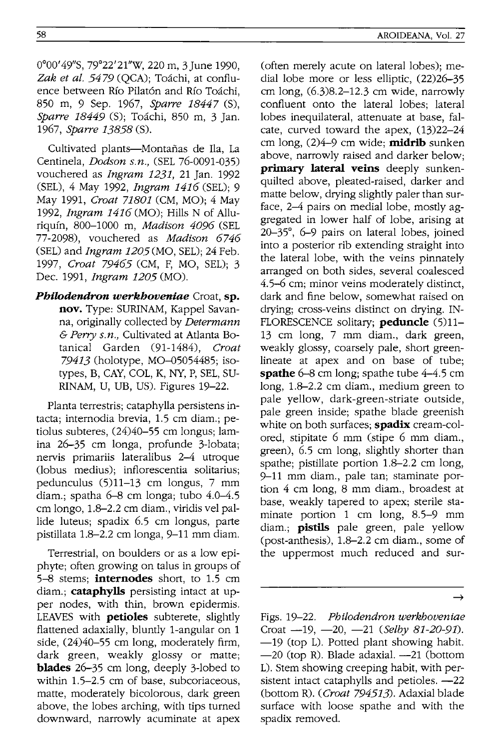0°00'49"S, 79°22'21"W, 220 m, 3 June 1990, *Zak et al. 5479* (QCA); Toáchi, at confluence between Río Pilatón and Río Toáchi, 850 m, 9 Sep. 1967, *Sparre 18447* (S), *Sparre 18449* (S); Toáchi, 850 m, 3 Jan. 1967, *Sparre 13858* (S).

Cultivated plants—Montañas de Ila, La Centinela, *Dodson s.n.*, (SEL 76-0091-035) vouchered as *Ingram 1231*, 21 Jan. 1992 (SEL), 4 May 1992, *Ingram 1416* (SEL); 9 May 1991, *Croat 71801* (CM, MO); 4 May 1992, *Ingram 1416* (MO); Hills N of Alluriquín, 800–1000 m, *Madison 4096* (SEL 77-2098), vouchered as *Madison 6746* (SEL) and *Ingram 1205* (MO, SEL); 24 Feb. 1997, *Croat 79465* (CM, F, MO, SEL); 3 Dec. 1991, *Ingram 1205* (MO).

***Philodendron werkhoveniae*** Croat, **sp. nov.** Type: SURINAM, Kappel Savanna, originally collected by *Determann & Perry s.n.*, Cultivated at Atlanta Botanical Garden (91-1484), *Croat 79413* (holotype, MO-05054485; isotypes, B, CAY, COL, K, NY, P, SEL, SURINAM, U, UB, US). Figures 19–22.

Planta terrestris; cataphylla persistens intacta; internodia brevia, 1.5 cm diam.; petiolus subteres, (24)40–55 cm longus; lamina 26–35 cm longa, profunde 3-lobata; nervis primariis lateralibus 2–4 utroque (lobus medius); inflorescentia solitarius; pedunculus (5)11–13 cm longus, 7 mm diam.; spatha 6–8 cm longa; tubo 4.0–4.5 cm longo, 1.8–2.2 cm diam., viridis vel pallide luteus; spadix 6.5 cm longus, parte pistillata 1.8–2.2 cm longa, 9–11 mm diam.

Terrestrial, on boulders or as a low epiphyte; often growing on talus in groups of 5–8 stems; **internodes** short, to 1.5 cm diam.; **cataphylls** persisting intact at upper nodes, with thin, brown epidermis. LEAVES with **petioles** subterete, slightly flattened adaxially, bluntly 1-angular on 1 side, (24)40–55 cm long, moderately firm, dark green, weakly glossy or matte; **blades** 26–35 cm long, deeply 3-lobed to within 1.5–2.5 cm of base, subcoriaceous, matte, moderately bicolorous, dark green above, the lobes arching, with tips turned downward, narrowly acuminate at apex (often merely acute on lateral lobes); medial lobe more or less elliptic, (22)26–35 cm long, (6.3)8.2–12.3 cm wide, narrowly confluent onto the lateral lobes; lateral lobes inequilateral, attenuate at base, falcate, curved toward the apex, (13)22–24 cm long, (2)4–9 cm wide; **midrib** sunken above, narrowly raised and darker below; **primary lateral veins** deeply sunken-quilted above, pleated-raised, darker and matte below, drying slightly paler than surface, 2–4 pairs on medial lobe, mostly aggregated in lower half of lobe, arising at 20–35°, 6–9 pairs on lateral lobes, joined into a posterior rib extending straight into the lateral lobe, with the veins pinnately arranged on both sides, several coalesced 4.5–6 cm; minor veins moderately distinct, dark and fine below, somewhat raised on drying; cross-veins distinct on drying. INFLORESCENCE solitary; **peduncle** (5)11–13 cm long, 7 mm diam., dark green, weakly glossy, coarsely pale, short green-lineate at apex and on base of tube; **spathe** 6–8 cm long; spathe tube 4–4.5 cm long, 1.8–2.2 cm diam., medium green to pale yellow, dark-green-striate outside, pale green inside; spathe blade greenish white on both surfaces; **spadix** cream-colored, stipitate 6 mm (stipe 6 mm diam., green), 6.5 cm long, slightly shorter than spathe; pistillate portion 1.8–2.2 cm long, 9–11 mm diam., pale tan; staminate portion 4 cm long, 8 mm diam., broadest at base, weakly tapered to apex; sterile staminate portion 1 cm long, 8.5–9 mm diam.; **pistils** pale green, pale yellow (post-anthesis), 1.8–2.2 cm diam., some of the uppermost much reduced and sur-

→

Figs. 19–22. *Philodendron werkhoveniae* Croat —19, —20, —21 (*Selby 81-20-91*). —19 (top L). Potted plant showing habit. —20 (top R). Blade adaxial. —21 (bottom L). Stem showing creeping habit, with persistent intact cataphylls and petioles. —22 (bottom R). (*Croat 794513*). Adaxial blade surface with loose spathe and with the spadix removed.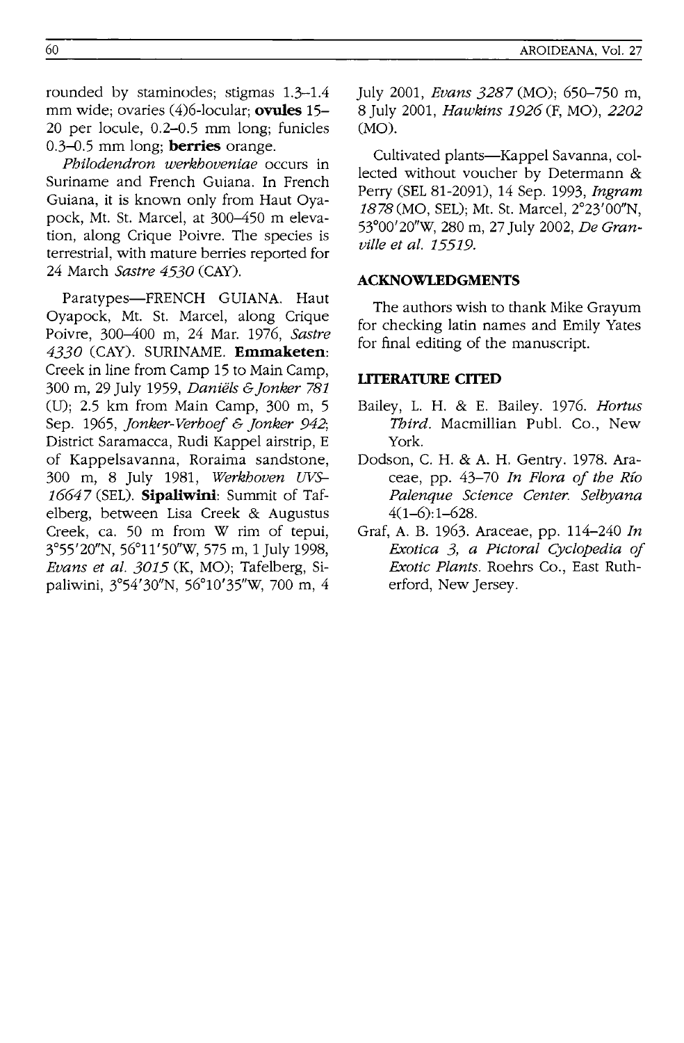rounded by staminodes; stigmas 1.3–1.4 mm wide; ovaries (4)6-locular; **ovules** 15–20 per locule, 0.2–0.5 mm long; funicles 0.3–0.5 mm long; **berries** orange.

*Philodendron werkhoveniae* occurs in Suriname and French Guiana. In French Guiana, it is known only from Haut Oyapock, Mt. St. Marcel, at 300–450 m elevation, along Crique Poivre. The species is terrestrial, with mature berries reported for 24 March *Sastre 4530* (CAY).

Paratypes—FRENCH GUIANA. Haut Oyapock, Mt. St. Marcel, along Crique Poivre, 300–400 m, 24 Mar. 1976, *Sastre 4330* (CAY). SURINAME. **Emmaketen**: Creek in line from Camp 15 to Main Camp, 300 m, 29 July 1959, *Daniëls & Jonker 781* (U); 2.5 km from Main Camp, 300 m, 5 Sep. 1965, *Jonker-Verhoef & Jonker 942*; District Saramacca, Rudi Kappel airstrip, E of Kappelsavanna, Roraima sandstone, 300 m, 8 July 1981, *Werkhoven UVS-16647* (SEL). **Sipaliwini**: Summit of Tafelberg, between Lisa Creek & Augustus Creek, ca. 50 m from W rim of tepui, 3°55′20″N, 56°11′50″W, 575 m, 1 July 1998, *Evans et al. 3015* (K, MO); Tafelberg, Sipaliwini, 3°54′30″N, 56°10′35″W, 700 m, 4 July 2001, *Evans 3287* (MO); 650–750 m, 8 July 2001, *Hawkins 1926* (F, MO), *2202* (MO).

Cultivated plants—Kappel Savanna, collected without voucher by Determann & Perry (SEL 81-2091), 14 Sep. 1993, *Ingram 1878* (MO, SEL); Mt. St. Marcel, 2°23′00″N, 53°00′20″W, 280 m, 27 July 2002, *De Granville et al. 15519*.

## ACKNOWLEDGMENTS

The authors wish to thank Mike Grayum for checking latin names and Emily Yates for final editing of the manuscript.

## LITERATURE CITED

Bailey, L. H. & E. Bailey. 1976. *Hortus Third*. Macmillian Publ. Co., New York.

Dodson, C. H. & A. H. Gentry. 1978. Araceae, pp. 43–70 *In Flora of the Río Palenque Science Center. Selbyana* 4(1–6):1–628.

Graf, A. B. 1963. Araceae, pp. 114–240 *In Exotica 3, a Pictoral Cyclopedia of Exotic Plants*. Roehrs Co., East Rutherford, New Jersey.